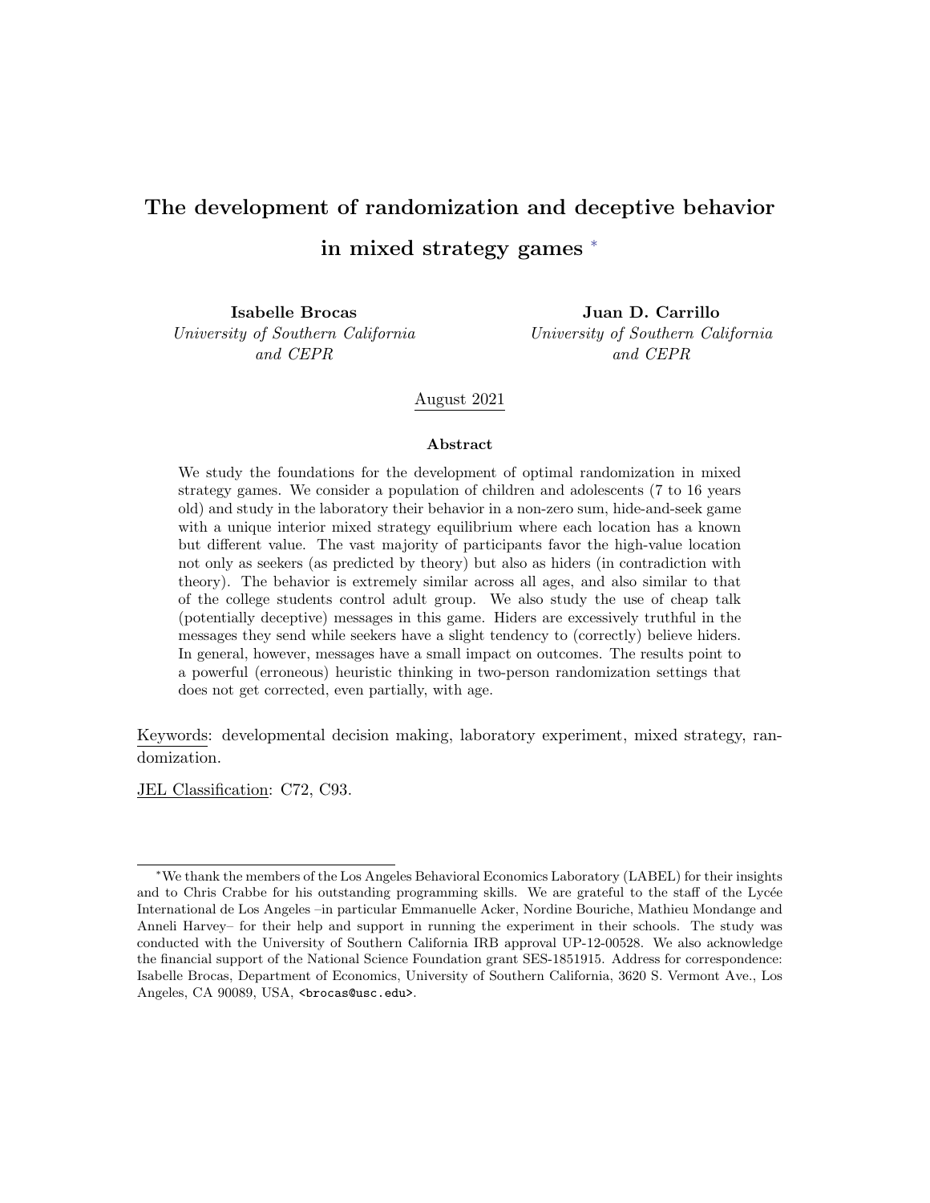# The development of randomization and deceptive behavior in mixed strategy games [*]

**Isabelle Brocas**
*University of Southern California and CEPR*

**Juan D. Carrillo**
*University of Southern California and CEPR*

August 2021

### Abstract

We study the foundations for the development of optimal randomization in mixed strategy games. We consider a population of children and adolescents (7 to 16 years old) and study in the laboratory their behavior in a non-zero sum, hide-and-seek game with a unique interior mixed strategy equilibrium where each location has a known but different value. The vast majority of participants favor the high-value location not only as seekers (as predicted by theory) but also as hiders (in contradiction with theory). The behavior is extremely similar across all ages, and also similar to that of the college students control adult group. We also study the use of cheap talk (potentially deceptive) messages in this game. Hiders are excessively truthful in the messages they send while seekers have a slight tendency to (correctly) believe hiders. In general, however, messages have a small impact on outcomes. The results point to a powerful (erroneous) heuristic thinking in two-person randomization settings that does not get corrected, even partially, with age.

Keywords: developmental decision making, laboratory experiment, mixed strategy, randomization.

JEL Classification: C72, C93.

---

[*] We thank the members of the Los Angeles Behavioral Economics Laboratory (LABEL) for their insights and to Chris Crabbe for his outstanding programming skills. We are grateful to the staff of the Lycée International de Los Angeles –in particular Emmanuelle Acker, Nordine Bouriche, Mathieu Mondange and Anneli Harvey– for their help and support in running the experiment in their schools. The study was conducted with the University of Southern California IRB approval UP-12-00528. We also acknowledge the financial support of the National Science Foundation grant SES-1851915. Address for correspondence: Isabelle Brocas, Department of Economics, University of Southern California, 3620 S. Vermont Ave., Los Angeles, CA 90089, USA, <brocas@usc.edu>.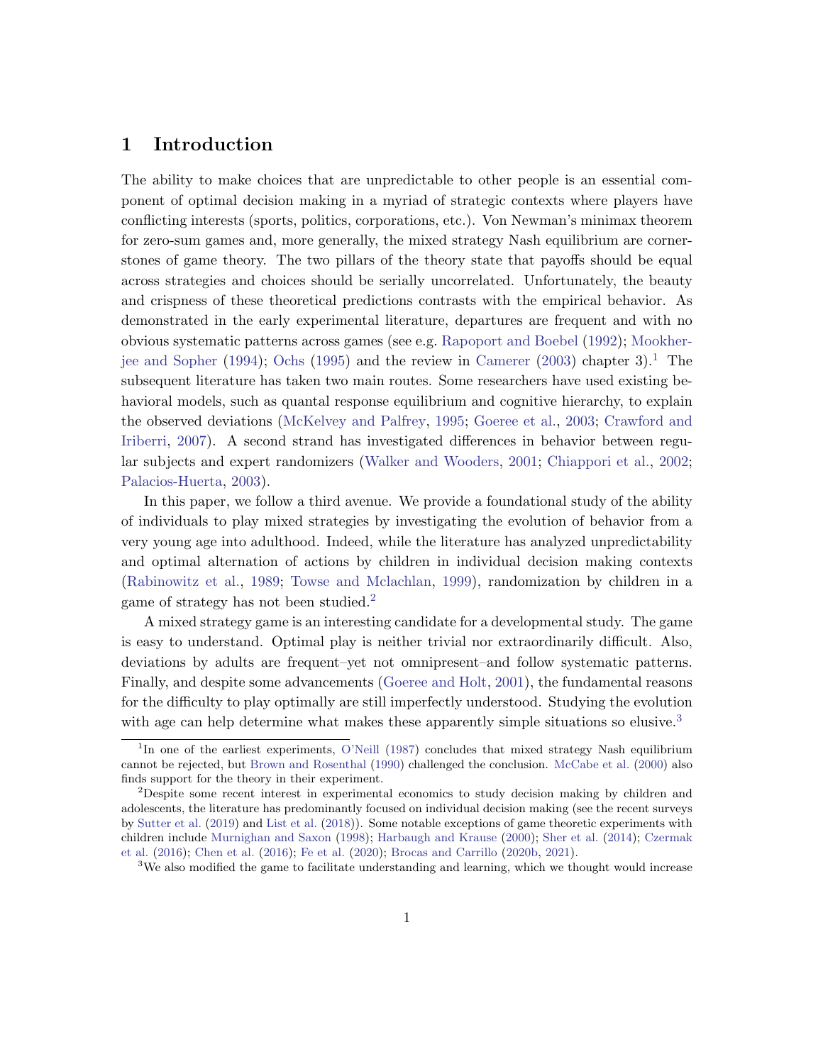# 1 Introduction

The ability to make choices that are unpredictable to other people is an essential component of optimal decision making in a myriad of strategic contexts where players have conflicting interests (sports, politics, corporations, etc.). Von Newman's minimax theorem for zero-sum games and, more generally, the mixed strategy Nash equilibrium are cornerstones of game theory. The two pillars of the theory state that payoffs should be equal across strategies and choices should be serially uncorrelated. Unfortunately, the beauty and crispness of these theoretical predictions contrasts with the empirical behavior. As demonstrated in the early experimental literature, departures are frequent and with no obvious systematic patterns across games (see e.g. Rapoport and Boebel (1992); Mookherjee and Sopher (1994); Ochs (1995) and the review in Camerer (2003) chapter 3).[1] The subsequent literature has taken two main routes. Some researchers have used existing behavioral models, such as quantal response equilibrium and cognitive hierarchy, to explain the observed deviations (McKelvey and Palfrey, 1995; Goeree et al., 2003; Crawford and Iriberri, 2007). A second strand has investigated differences in behavior between regular subjects and expert randomizers (Walker and Wooders, 2001; Chiappori et al., 2002; Palacios-Huerta, 2003).

In this paper, we follow a third avenue. We provide a foundational study of the ability of individuals to play mixed strategies by investigating the evolution of behavior from a very young age into adulthood. Indeed, while the literature has analyzed unpredictability and optimal alternation of actions by children in individual decision making contexts (Rabinowitz et al., 1989; Towse and Mclachlan, 1999), randomization by children in a game of strategy has not been studied.[2]

A mixed strategy game is an interesting candidate for a developmental study. The game is easy to understand. Optimal play is neither trivial nor extraordinarily difficult. Also, deviations by adults are frequent–yet not omnipresent–and follow systematic patterns. Finally, and despite some advancements (Goeree and Holt, 2001), the fundamental reasons for the difficulty to play optimally are still imperfectly understood. Studying the evolution with age can help determine what makes these apparently simple situations so elusive.[3]

---

[1] In one of the earliest experiments, O'Neill (1987) concludes that mixed strategy Nash equilibrium cannot be rejected, but Brown and Rosenthal (1990) challenged the conclusion. McCabe et al. (2000) also finds support for the theory in their experiment.

[2] Despite some recent interest in experimental economics to study decision making by children and adolescents, the literature has predominantly focused on individual decision making (see the recent surveys by Sutter et al. (2019) and List et al. (2018)). Some notable exceptions of game theoretic experiments with children include Murnighan and Saxon (1998); Harbaugh and Krause (2000); Sher et al. (2014); Czermak et al. (2016); Chen et al. (2016); Fe et al. (2020); Brocas and Carrillo (2020b, 2021).

[3] We also modified the game to facilitate understanding and learning, which we thought would increase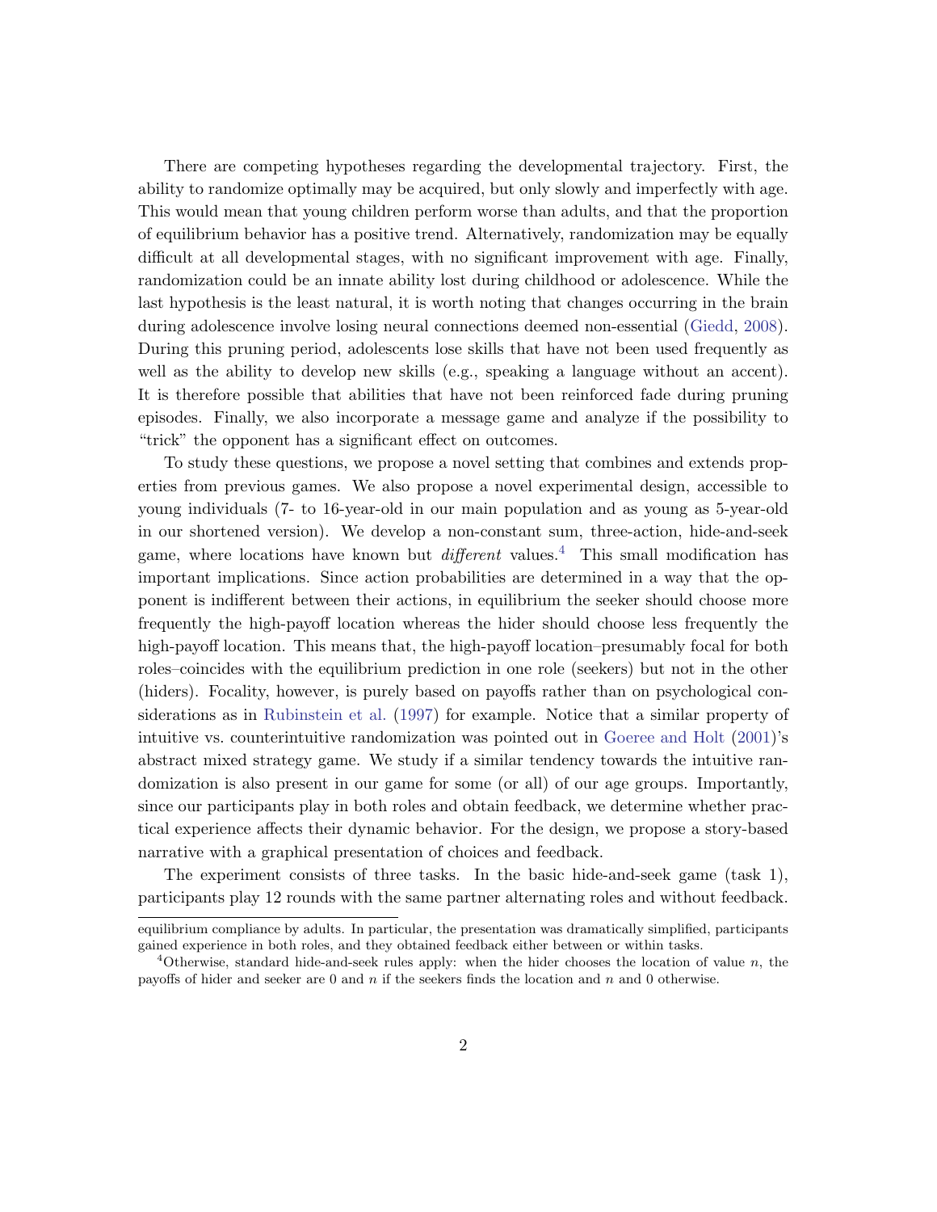There are competing hypotheses regarding the developmental trajectory. First, the ability to randomize optimally may be acquired, but only slowly and imperfectly with age. This would mean that young children perform worse than adults, and that the proportion of equilibrium behavior has a positive trend. Alternatively, randomization may be equally difficult at all developmental stages, with no significant improvement with age. Finally, randomization could be an innate ability lost during childhood or adolescence. While the last hypothesis is the least natural, it is worth noting that changes occurring in the brain during adolescence involve losing neural connections deemed non-essential (Giedd, 2008). During this pruning period, adolescents lose skills that have not been used frequently as well as the ability to develop new skills (e.g., speaking a language without an accent). It is therefore possible that abilities that have not been reinforced fade during pruning episodes. Finally, we also incorporate a message game and analyze if the possibility to "trick" the opponent has a significant effect on outcomes.

To study these questions, we propose a novel setting that combines and extends properties from previous games. We also propose a novel experimental design, accessible to young individuals (7- to 16-year-old in our main population and as young as 5-year-old in our shortened version). We develop a non-constant sum, three-action, hide-and-seek game, where locations have known but *different* values.[4] This small modification has important implications. Since action probabilities are determined in a way that the opponent is indifferent between their actions, in equilibrium the seeker should choose more frequently the high-payoff location whereas the hider should choose less frequently the high-payoff location. This means that, the high-payoff location–presumably focal for both roles–coincides with the equilibrium prediction in one role (seekers) but not in the other (hiders). Focality, however, is purely based on payoffs rather than on psychological considerations as in Rubinstein et al. (1997) for example. Notice that a similar property of intuitive vs. counterintuitive randomization was pointed out in Goeree and Holt (2001)'s abstract mixed strategy game. We study if a similar tendency towards the intuitive randomization is also present in our game for some (or all) of our age groups. Importantly, since our participants play in both roles and obtain feedback, we determine whether practical experience affects their dynamic behavior. For the design, we propose a story-based narrative with a graphical presentation of choices and feedback.

The experiment consists of three tasks. In the basic hide-and-seek game (task 1), participants play 12 rounds with the same partner alternating roles and without feedback.

---

equilibrium compliance by adults. In particular, the presentation was dramatically simplified, participants gained experience in both roles, and they obtained feedback either between or within tasks.

[4] Otherwise, standard hide-and-seek rules apply: when the hider chooses the location of value $n$, the payoffs of hider and seeker are 0 and $n$ if the seekers finds the location and $n$ and 0 otherwise.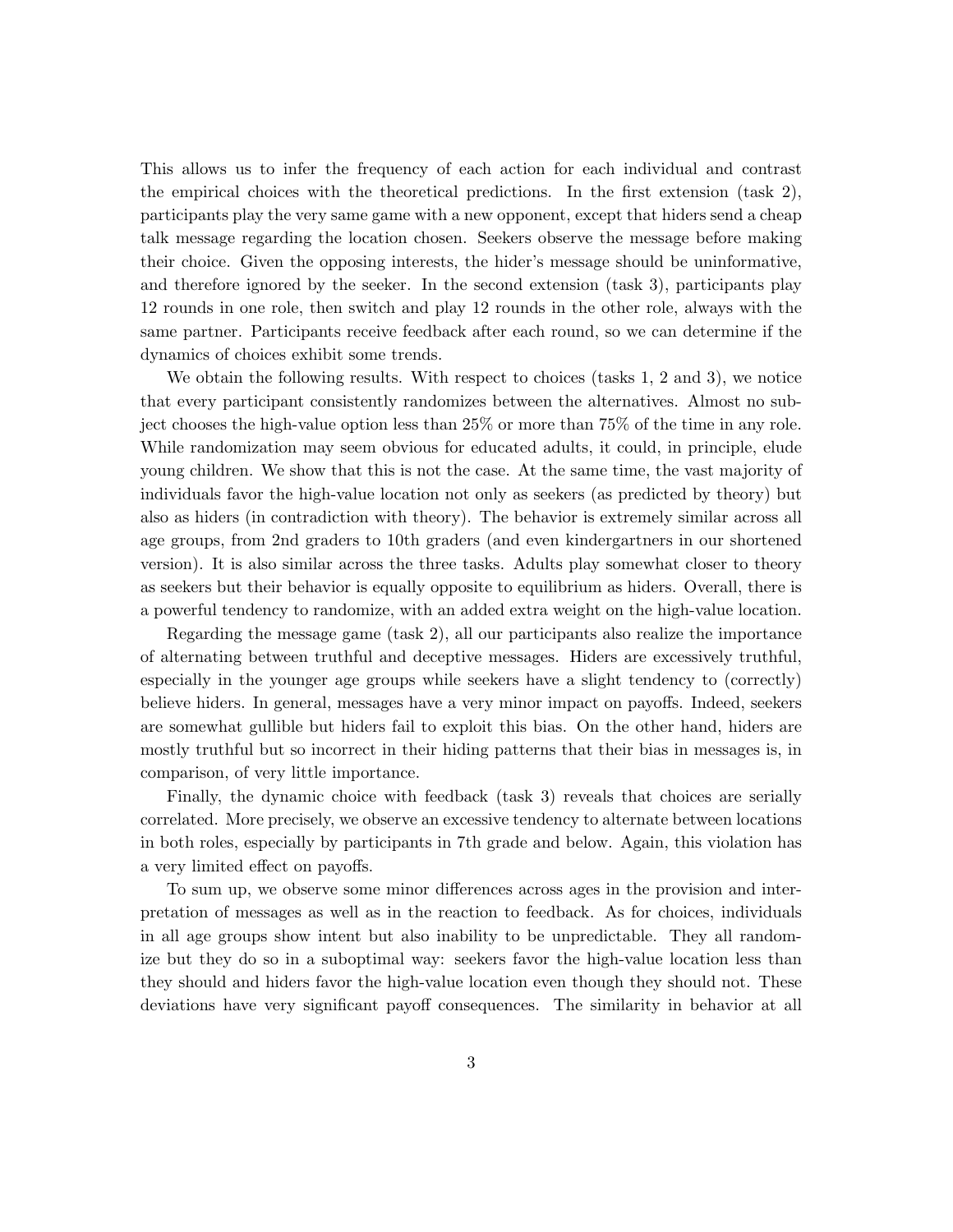This allows us to infer the frequency of each action for each individual and contrast the empirical choices with the theoretical predictions. In the first extension (task 2), participants play the very same game with a new opponent, except that hiders send a cheap talk message regarding the location chosen. Seekers observe the message before making their choice. Given the opposing interests, the hider's message should be uninformative, and therefore ignored by the seeker. In the second extension (task 3), participants play 12 rounds in one role, then switch and play 12 rounds in the other role, always with the same partner. Participants receive feedback after each round, so we can determine if the dynamics of choices exhibit some trends.

We obtain the following results. With respect to choices (tasks 1, 2 and 3), we notice that every participant consistently randomizes between the alternatives. Almost no subject chooses the high-value option less than 25% or more than 75% of the time in any role. While randomization may seem obvious for educated adults, it could, in principle, elude young children. We show that this is not the case. At the same time, the vast majority of individuals favor the high-value location not only as seekers (as predicted by theory) but also as hiders (in contradiction with theory). The behavior is extremely similar across all age groups, from 2nd graders to 10th graders (and even kindergartners in our shortened version). It is also similar across the three tasks. Adults play somewhat closer to theory as seekers but their behavior is equally opposite to equilibrium as hiders. Overall, there is a powerful tendency to randomize, with an added extra weight on the high-value location.

Regarding the message game (task 2), all our participants also realize the importance of alternating between truthful and deceptive messages. Hiders are excessively truthful, especially in the younger age groups while seekers have a slight tendency to (correctly) believe hiders. In general, messages have a very minor impact on payoffs. Indeed, seekers are somewhat gullible but hiders fail to exploit this bias. On the other hand, hiders are mostly truthful but so incorrect in their hiding patterns that their bias in messages is, in comparison, of very little importance.

Finally, the dynamic choice with feedback (task 3) reveals that choices are serially correlated. More precisely, we observe an excessive tendency to alternate between locations in both roles, especially by participants in 7th grade and below. Again, this violation has a very limited effect on payoffs.

To sum up, we observe some minor differences across ages in the provision and interpretation of messages as well as in the reaction to feedback. As for choices, individuals in all age groups show intent but also inability to be unpredictable. They all randomize but they do so in a suboptimal way: seekers favor the high-value location less than they should and hiders favor the high-value location even though they should not. These deviations have very significant payoff consequences. The similarity in behavior at all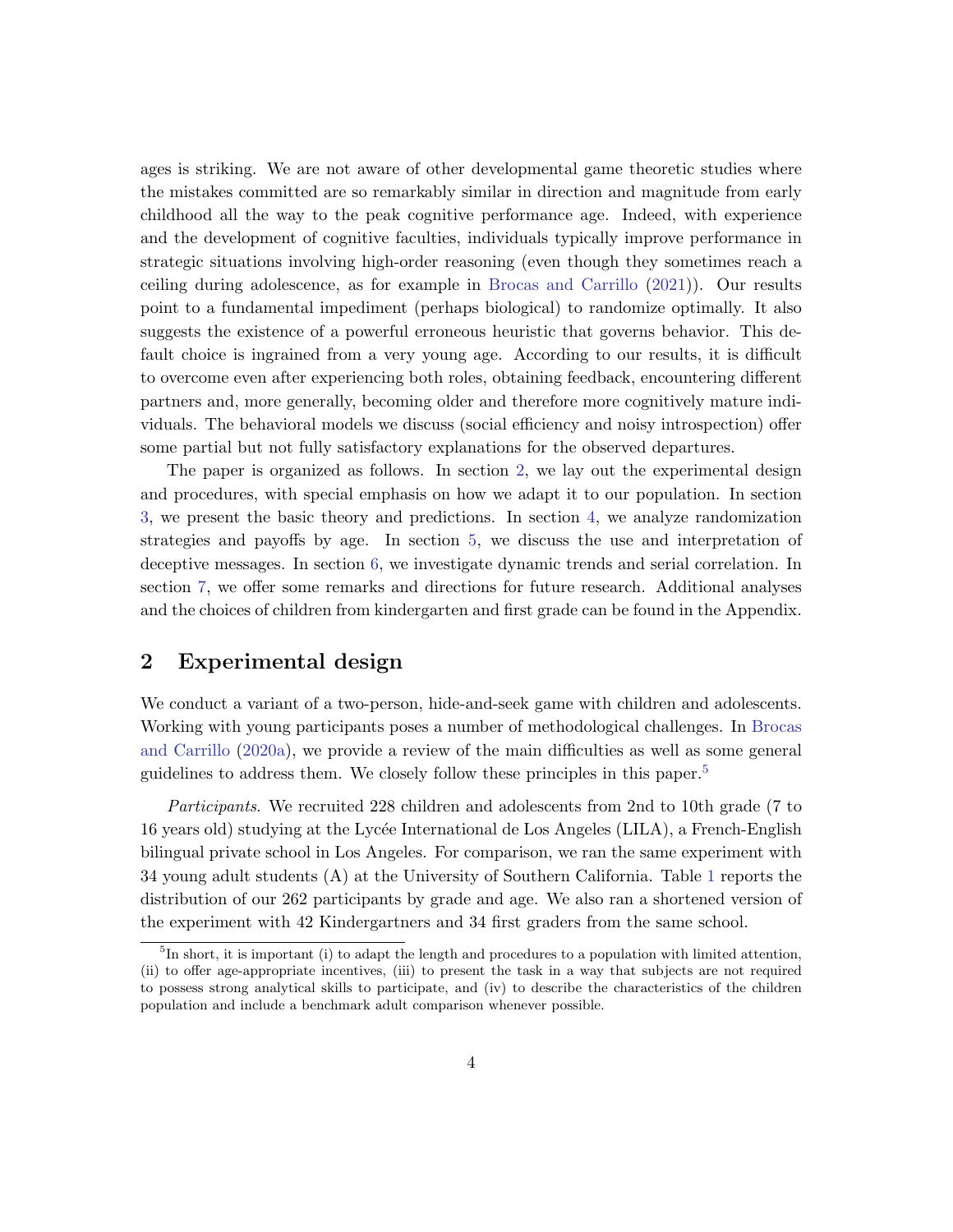ages is striking. We are not aware of other developmental game theoretic studies where the mistakes committed are so remarkably similar in direction and magnitude from early childhood all the way to the peak cognitive performance age. Indeed, with experience and the development of cognitive faculties, individuals typically improve performance in strategic situations involving high-order reasoning (even though they sometimes reach a ceiling during adolescence, as for example in Brocas and Carrillo (2021)). Our results point to a fundamental impediment (perhaps biological) to randomize optimally. It also suggests the existence of a powerful erroneous heuristic that governs behavior. This default choice is ingrained from a very young age. According to our results, it is difficult to overcome even after experiencing both roles, obtaining feedback, encountering different partners and, more generally, becoming older and therefore more cognitively mature individuals. The behavioral models we discuss (social efficiency and noisy introspection) offer some partial but not fully satisfactory explanations for the observed departures.

The paper is organized as follows. In section 2, we lay out the experimental design and procedures, with special emphasis on how we adapt it to our population. In section 3, we present the basic theory and predictions. In section 4, we analyze randomization strategies and payoffs by age. In section 5, we discuss the use and interpretation of deceptive messages. In section 6, we investigate dynamic trends and serial correlation. In section 7, we offer some remarks and directions for future research. Additional analyses and the choices of children from kindergarten and first grade can be found in the Appendix.

## 2 Experimental design

We conduct a variant of a two-person, hide-and-seek game with children and adolescents. Working with young participants poses a number of methodological challenges. In Brocas and Carrillo (2020a), we provide a review of the main difficulties as well as some general guidelines to address them. We closely follow these principles in this paper.[5]

*Participants*. We recruited 228 children and adolescents from 2nd to 10th grade (7 to 16 years old) studying at the Lycée International de Los Angeles (LILA), a French-English bilingual private school in Los Angeles. For comparison, we ran the same experiment with 34 young adult students (A) at the University of Southern California. Table 1 reports the distribution of our 262 participants by grade and age. We also ran a shortened version of the experiment with 42 Kindergartners and 34 first graders from the same school.

[5] In short, it is important (i) to adapt the length and procedures to a population with limited attention, (ii) to offer age-appropriate incentives, (iii) to present the task in a way that subjects are not required to possess strong analytical skills to participate, and (iv) to describe the characteristics of the children population and include a benchmark adult comparison whenever possible.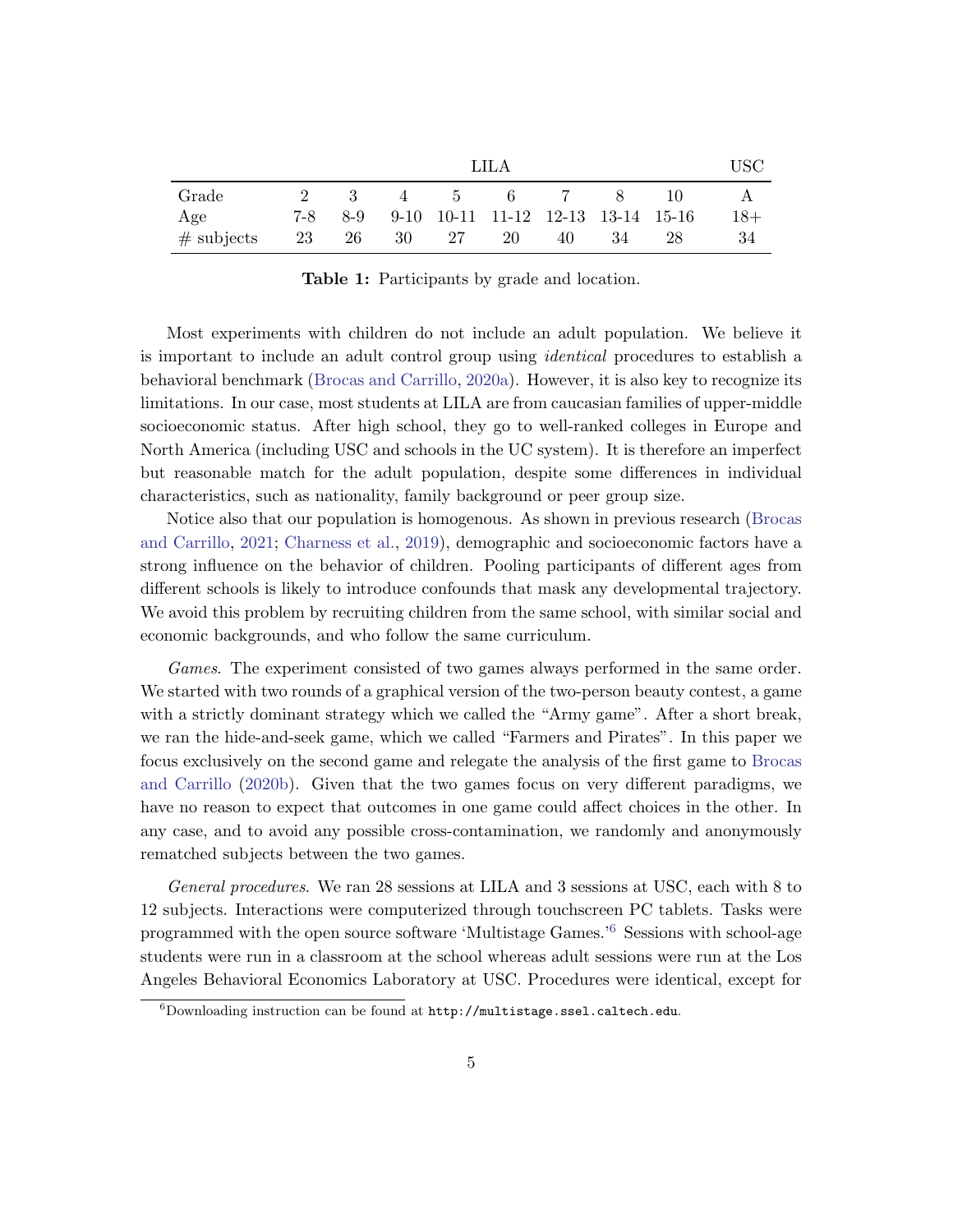| | LILA | | | | | | | | USC |
|---|---|---|---|---|---|---|---|---|---|
| Grade | 2 | 3 | 4 | 5 | 6 | 7 | 8 | 10 | A |
| Age | 7-8 | 8-9 | 9-10 | 10-11 | 11-12 | 12-13 | 13-14 | 15-16 | 18+ |
| # subjects | 23 | 26 | 30 | 27 | 20 | 40 | 34 | 28 | 34 |

**Table 1:** Participants by grade and location.

Most experiments with children do not include an adult population. We believe it is important to include an adult control group using *identical* procedures to establish a behavioral benchmark (Brocas and Carrillo, 2020a). However, it is also key to recognize its limitations. In our case, most students at LILA are from caucasian families of upper-middle socioeconomic status. After high school, they go to well-ranked colleges in Europe and North America (including USC and schools in the UC system). It is therefore an imperfect but reasonable match for the adult population, despite some differences in individual characteristics, such as nationality, family background or peer group size.

Notice also that our population is homogenous. As shown in previous research (Brocas and Carrillo, 2021; Charness et al., 2019), demographic and socioeconomic factors have a strong influence on the behavior of children. Pooling participants of different ages from different schools is likely to introduce confounds that mask any developmental trajectory. We avoid this problem by recruiting children from the same school, with similar social and economic backgrounds, and who follow the same curriculum.

*Games*. The experiment consisted of two games always performed in the same order. We started with two rounds of a graphical version of the two-person beauty contest, a game with a strictly dominant strategy which we called the "Army game". After a short break, we ran the hide-and-seek game, which we called "Farmers and Pirates". In this paper we focus exclusively on the second game and relegate the analysis of the first game to Brocas and Carrillo (2020b). Given that the two games focus on very different paradigms, we have no reason to expect that outcomes in one game could affect choices in the other. In any case, and to avoid any possible cross-contamination, we randomly and anonymously rematched subjects between the two games.

*General procedures*. We ran 28 sessions at LILA and 3 sessions at USC, each with 8 to 12 subjects. Interactions were computerized through touchscreen PC tablets. Tasks were programmed with the open source software 'Multistage Games.'[6] Sessions with school-age students were run in a classroom at the school whereas adult sessions were run at the Los Angeles Behavioral Economics Laboratory at USC. Procedures were identical, except for

[6] Downloading instruction can be found at `http://multistage.ssel.caltech.edu`.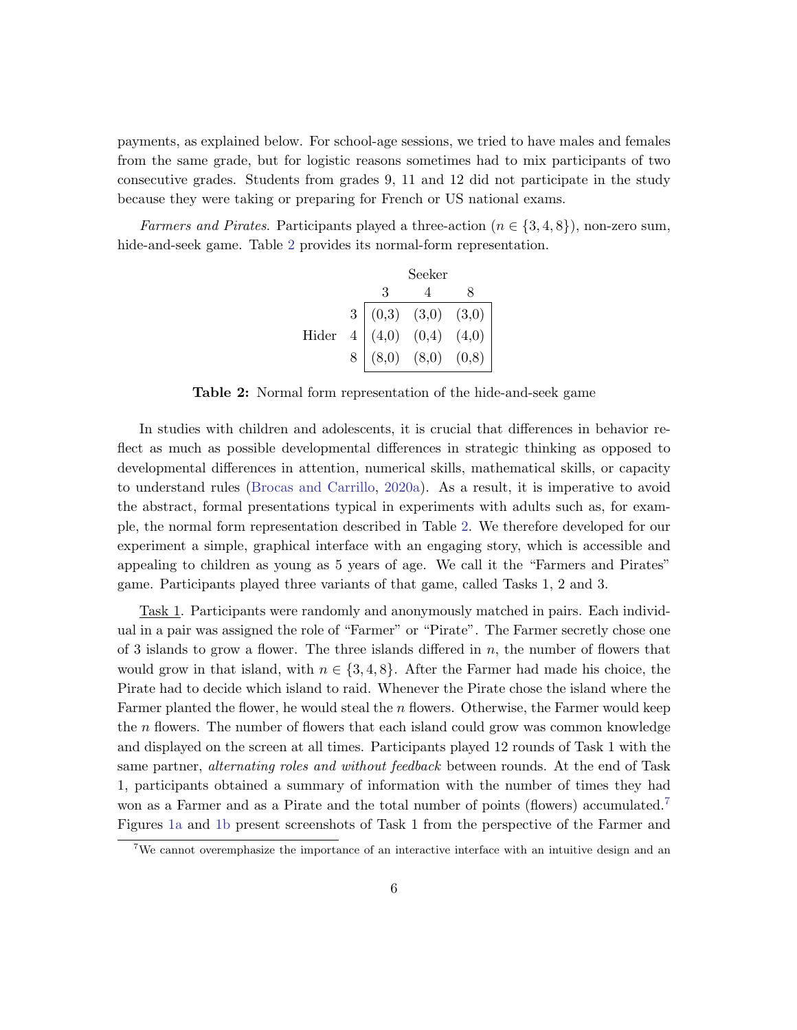payments, as explained below. For school-age sessions, we tried to have males and females from the same grade, but for logistic reasons sometimes had to mix participants of two consecutive grades. Students from grades 9, 11 and 12 did not participate in the study because they were taking or preparing for French or US national exams.

*Farmers and Pirates*. Participants played a three-action ($n \in \{3, 4, 8\}$), non-zero sum, hide-and-seek game. Table 2 provides its normal-form representation.

| | | Seeker | | |
|---|---|---|---|---|
| | | 3 | 4 | 8 |
| Hider | 3 | (0,3) | (3,0) | (3,0) |
| | 4 | (4,0) | (0,4) | (4,0) |
| | 8 | (8,0) | (8,0) | (0,8) |

**Table 2:** Normal form representation of the hide-and-seek game

In studies with children and adolescents, it is crucial that differences in behavior reflect as much as possible developmental differences in strategic thinking as opposed to developmental differences in attention, numerical skills, mathematical skills, or capacity to understand rules (Brocas and Carrillo, 2020a). As a result, it is imperative to avoid the abstract, formal presentations typical in experiments with adults such as, for example, the normal form representation described in Table 2. We therefore developed for our experiment a simple, graphical interface with an engaging story, which is accessible and appealing to children as young as 5 years of age. We call it the "Farmers and Pirates" game. Participants played three variants of that game, called Tasks 1, 2 and 3.

Task 1. Participants were randomly and anonymously matched in pairs. Each individual in a pair was assigned the role of "Farmer" or "Pirate". The Farmer secretly chose one of 3 islands to grow a flower. The three islands differed in $n$, the number of flowers that would grow in that island, with $n \in \{3, 4, 8\}$. After the Farmer had made his choice, the Pirate had to decide which island to raid. Whenever the Pirate chose the island where the Farmer planted the flower, he would steal the $n$ flowers. Otherwise, the Farmer would keep the $n$ flowers. The number of flowers that each island could grow was common knowledge and displayed on the screen at all times. Participants played 12 rounds of Task 1 with the same partner, *alternating roles and without feedback* between rounds. At the end of Task 1, participants obtained a summary of information with the number of times they had won as a Farmer and as a Pirate and the total number of points (flowers) accumulated.[7] Figures 1a and 1b present screenshots of Task 1 from the perspective of the Farmer and

[7] We cannot overemphasize the importance of an interactive interface with an intuitive design and an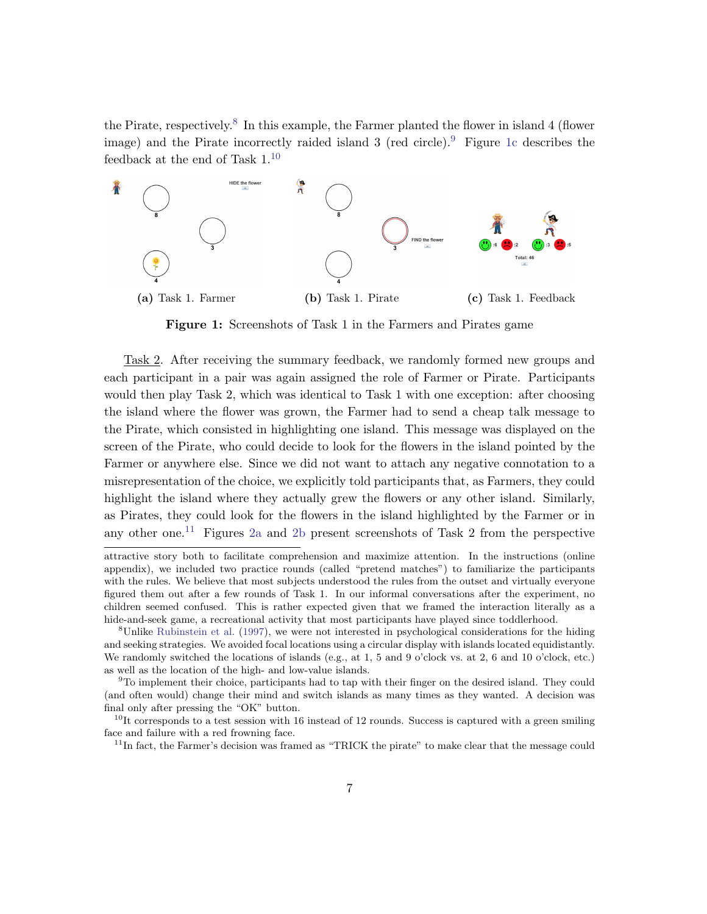the Pirate, respectively.[8] In this example, the Farmer planted the flower in island 4 (flower image) and the Pirate incorrectly raided island 3 (red circle).[9] Figure 1c describes the feedback at the end of Task 1.[10]

(a) Task 1. Farmer (b) Task 1. Pirate (c) Task 1. Feedback

**Figure 1:** Screenshots of Task 1 in the Farmers and Pirates game

Task 2. After receiving the summary feedback, we randomly formed new groups and each participant in a pair was again assigned the role of Farmer or Pirate. Participants would then play Task 2, which was identical to Task 1 with one exception: after choosing the island where the flower was grown, the Farmer had to send a cheap talk message to the Pirate, which consisted in highlighting one island. This message was displayed on the screen of the Pirate, who could decide to look for the flowers in the island pointed by the Farmer or anywhere else. Since we did not want to attach any negative connotation to a misrepresentation of the choice, we explicitly told participants that, as Farmers, they could highlight the island where they actually grew the flowers or any other island. Similarly, as Pirates, they could look for the flowers in the island highlighted by the Farmer or in any other one.[11] Figures 2a and 2b present screenshots of Task 2 from the perspective

attractive story both to facilitate comprehension and maximize attention. In the instructions (online appendix), we included two practice rounds (called "pretend matches") to familiarize the participants with the rules. We believe that most subjects understood the rules from the outset and virtually everyone figured them out after a few rounds of Task 1. In our informal conversations after the experiment, no children seemed confused. This is rather expected given that we framed the interaction literally as a hide-and-seek game, a recreational activity that most participants have played since toddlerhood.

[8] Unlike Rubinstein et al. (1997), we were not interested in psychological considerations for the hiding and seeking strategies. We avoided focal locations using a circular display with islands located equidistantly. We randomly switched the locations of islands (e.g., at 1, 5 and 9 o'clock vs. at 2, 6 and 10 o'clock, etc.) as well as the location of the high- and low-value islands.

[9] To implement their choice, participants had to tap with their finger on the desired island. They could (and often would) change their mind and switch islands as many times as they wanted. A decision was final only after pressing the "OK" button.

[10] It corresponds to a test session with 16 instead of 12 rounds. Success is captured with a green smiling face and failure with a red frowning face.

[11] In fact, the Farmer's decision was framed as "TRICK the pirate" to make clear that the message could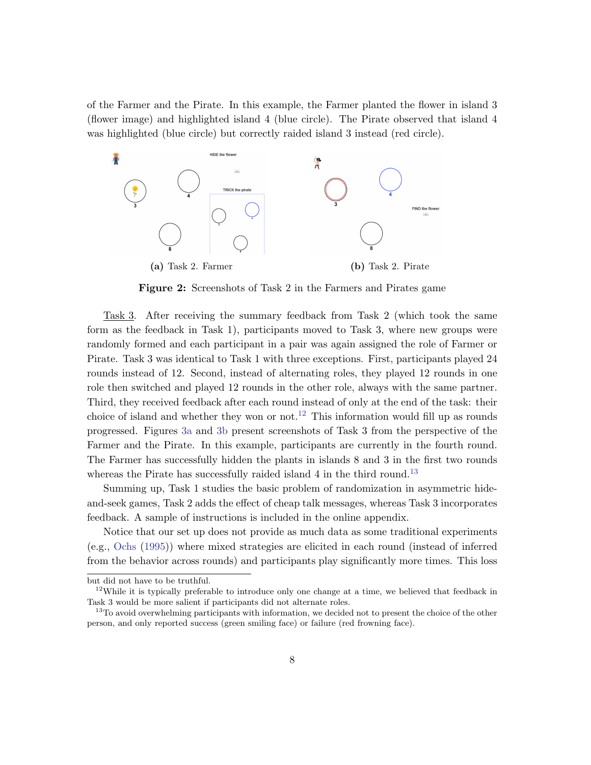of the Farmer and the Pirate. In this example, the Farmer planted the flower in island 3 (flower image) and highlighted island 4 (blue circle). The Pirate observed that island 4 was highlighted (blue circle) but correctly raided island 3 instead (red circle).

(a) Task 2. Farmer

(b) Task 2. Pirate

**Figure 2:** Screenshots of Task 2 in the Farmers and Pirates game

Task 3. After receiving the summary feedback from Task 2 (which took the same form as the feedback in Task 1), participants moved to Task 3, where new groups were randomly formed and each participant in a pair was again assigned the role of Farmer or Pirate. Task 3 was identical to Task 1 with three exceptions. First, participants played 24 rounds instead of 12. Second, instead of alternating roles, they played 12 rounds in one role then switched and played 12 rounds in the other role, always with the same partner. Third, they received feedback after each round instead of only at the end of the task: their choice of island and whether they won or not.[12] This information would fill up as rounds progressed. Figures 3a and 3b present screenshots of Task 3 from the perspective of the Farmer and the Pirate. In this example, participants are currently in the fourth round. The Farmer has successfully hidden the plants in islands 8 and 3 in the first two rounds whereas the Pirate has successfully raided island 4 in the third round.[13]

Summing up, Task 1 studies the basic problem of randomization in asymmetric hide-and-seek games, Task 2 adds the effect of cheap talk messages, whereas Task 3 incorporates feedback. A sample of instructions is included in the online appendix.

Notice that our set up does not provide as much data as some traditional experiments (e.g., Ochs (1995)) where mixed strategies are elicited in each round (instead of inferred from the behavior across rounds) and participants play significantly more times. This loss

---

but did not have to be truthful.

[12] While it is typically preferable to introduce only one change at a time, we believed that feedback in Task 3 would be more salient if participants did not alternate roles.

[13] To avoid overwhelming participants with information, we decided not to present the choice of the other person, and only reported success (green smiling face) or failure (red frowning face).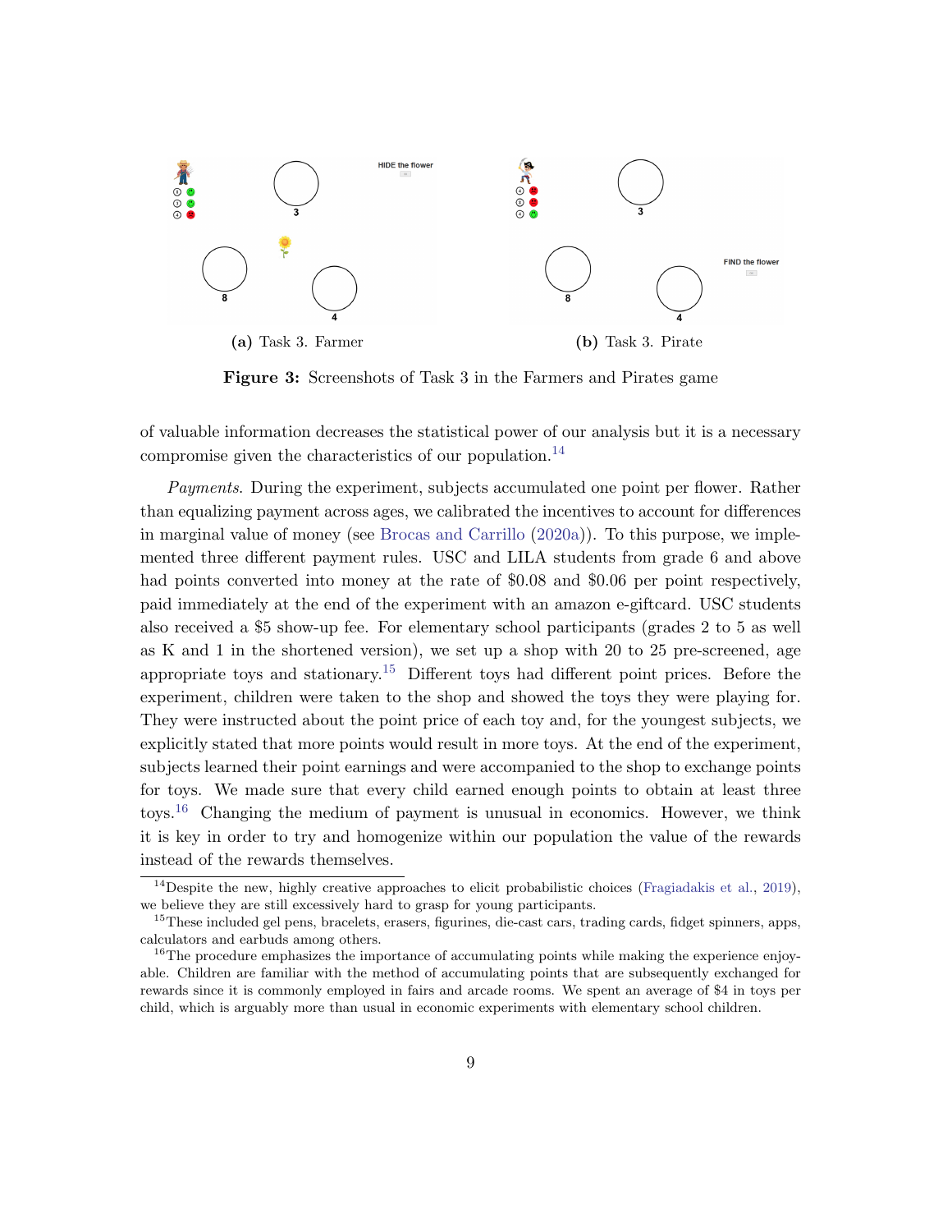(a) Task 3. Farmer

(b) Task 3. Pirate

**Figure 3:** Screenshots of Task 3 in the Farmers and Pirates game

of valuable information decreases the statistical power of our analysis but it is a necessary compromise given the characteristics of our population.[14]

*Payments.* During the experiment, subjects accumulated one point per flower. Rather than equalizing payment across ages, we calibrated the incentives to account for differences in marginal value of money (see Brocas and Carrillo (2020a)). To this purpose, we implemented three different payment rules. USC and LILA students from grade 6 and above had points converted into money at the rate of \$0.08 and \$0.06 per point respectively, paid immediately at the end of the experiment with an amazon e-giftcard. USC students also received a \$5 show-up fee. For elementary school participants (grades 2 to 5 as well as K and 1 in the shortened version), we set up a shop with 20 to 25 pre-screened, age appropriate toys and stationary.[15] Different toys had different point prices. Before the experiment, children were taken to the shop and showed the toys they were playing for. They were instructed about the point price of each toy and, for the youngest subjects, we explicitly stated that more points would result in more toys. At the end of the experiment, subjects learned their point earnings and were accompanied to the shop to exchange points for toys. We made sure that every child earned enough points to obtain at least three toys.[16] Changing the medium of payment is unusual in economics. However, we think it is key in order to try and homogenize within our population the value of the rewards instead of the rewards themselves.

[14]Despite the new, highly creative approaches to elicit probabilistic choices (Fragiadakis et al., 2019), we believe they are still excessively hard to grasp for young participants.

[15]These included gel pens, bracelets, erasers, figurines, die-cast cars, trading cards, fidget spinners, apps, calculators and earbuds among others.

[16]The procedure emphasizes the importance of accumulating points while making the experience enjoyable. Children are familiar with the method of accumulating points that are subsequently exchanged for rewards since it is commonly employed in fairs and arcade rooms. We spent an average of \$4 in toys per child, which is arguably more than usual in economic experiments with elementary school children.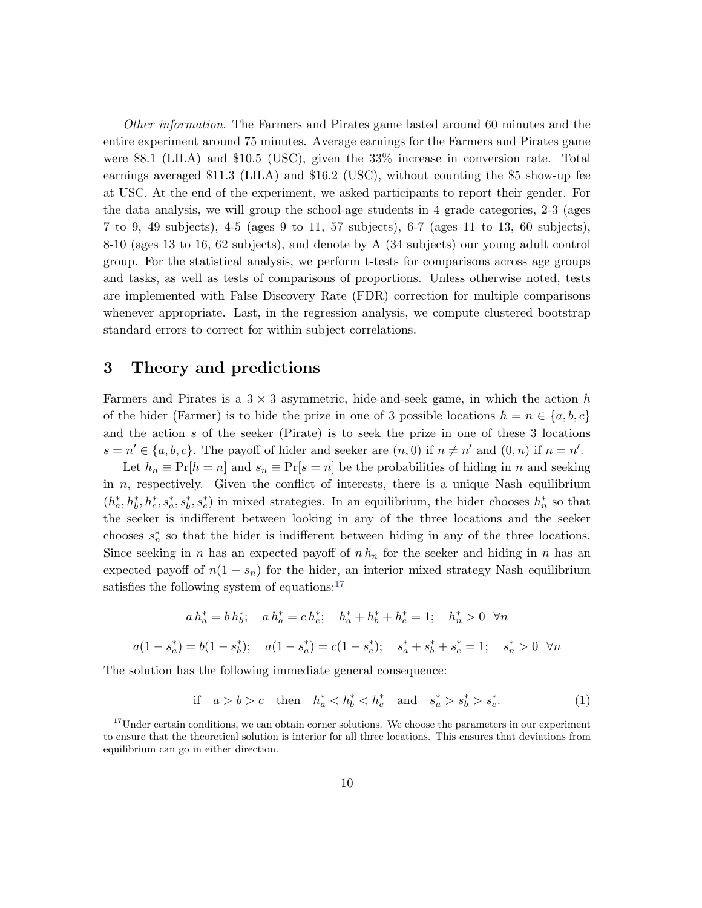*Other information*. The Farmers and Pirates game lasted around 60 minutes and the entire experiment around 75 minutes. Average earnings for the Farmers and Pirates game were \$8.1 (LILA) and \$10.5 (USC), given the 33% increase in conversion rate. Total earnings averaged \$11.3 (LILA) and \$16.2 (USC), without counting the \$5 show-up fee at USC. At the end of the experiment, we asked participants to report their gender. For the data analysis, we will group the school-age students in 4 grade categories, 2-3 (ages 7 to 9, 49 subjects), 4-5 (ages 9 to 11, 57 subjects), 6-7 (ages 11 to 13, 60 subjects), 8-10 (ages 13 to 16, 62 subjects), and denote by A (34 subjects) our young adult control group. For the statistical analysis, we perform t-tests for comparisons across age groups and tasks, as well as tests of comparisons of proportions. Unless otherwise noted, tests are implemented with False Discovery Rate (FDR) correction for multiple comparisons whenever appropriate. Last, in the regression analysis, we compute clustered bootstrap standard errors to correct for within subject correlations.

# 3 Theory and predictions

Farmers and Pirates is a $3 \times 3$ asymmetric, hide-and-seek game, in which the action $h$ of the hider (Farmer) is to hide the prize in one of 3 possible locations $h = n \in \{a, b, c\}$ and the action $s$ of the seeker (Pirate) is to seek the prize in one of these 3 locations $s = n' \in \{a, b, c\}$. The payoff of hider and seeker are $(n, 0)$ if $n \neq n'$ and $(0, n)$ if $n = n'$.

Let $h_n \equiv \Pr[h = n]$ and $s_n \equiv \Pr[s = n]$ be the probabilities of hiding in $n$ and seeking in $n$, respectively. Given the conflict of interests, there is a unique Nash equilibrium $(h_a^*, h_b^*, h_c^*, s_a^*, s_b^*, s_c^*)$ in mixed strategies. In an equilibrium, the hider chooses $h_n^*$ so that the seeker is indifferent between looking in any of the three locations and the seeker chooses $s_n^*$ so that the hider is indifferent between hiding in any of the three locations. Since seeking in $n$ has an expected payoff of $n\, h_n$ for the seeker and hiding in $n$ has an expected payoff of $n(1 - s_n)$ for the hider, an interior mixed strategy Nash equilibrium satisfies the following system of equations:[17]

$$a\, h_a^* = b\, h_b^*; \quad a\, h_a^* = c\, h_c^*; \quad h_a^* + h_b^* + h_c^* = 1; \quad h_n^* > 0 \;\; \forall n$$

$$a(1 - s_a^*) = b(1 - s_b^*); \quad a(1 - s_a^*) = c(1 - s_c^*); \quad s_a^* + s_b^* + s_c^* = 1; \quad s_n^* > 0 \;\; \forall n$$

The solution has the following immediate general consequence:

$$\text{if} \quad a > b > c \quad \text{then} \quad h_a^* < h_b^* < h_c^* \quad \text{and} \quad s_a^* > s_b^* > s_c^*. \tag{1}$$

[17] Under certain conditions, we can obtain corner solutions. We choose the parameters in our experiment to ensure that the theoretical solution is interior for all three locations. This ensures that deviations from equilibrium can go in either direction.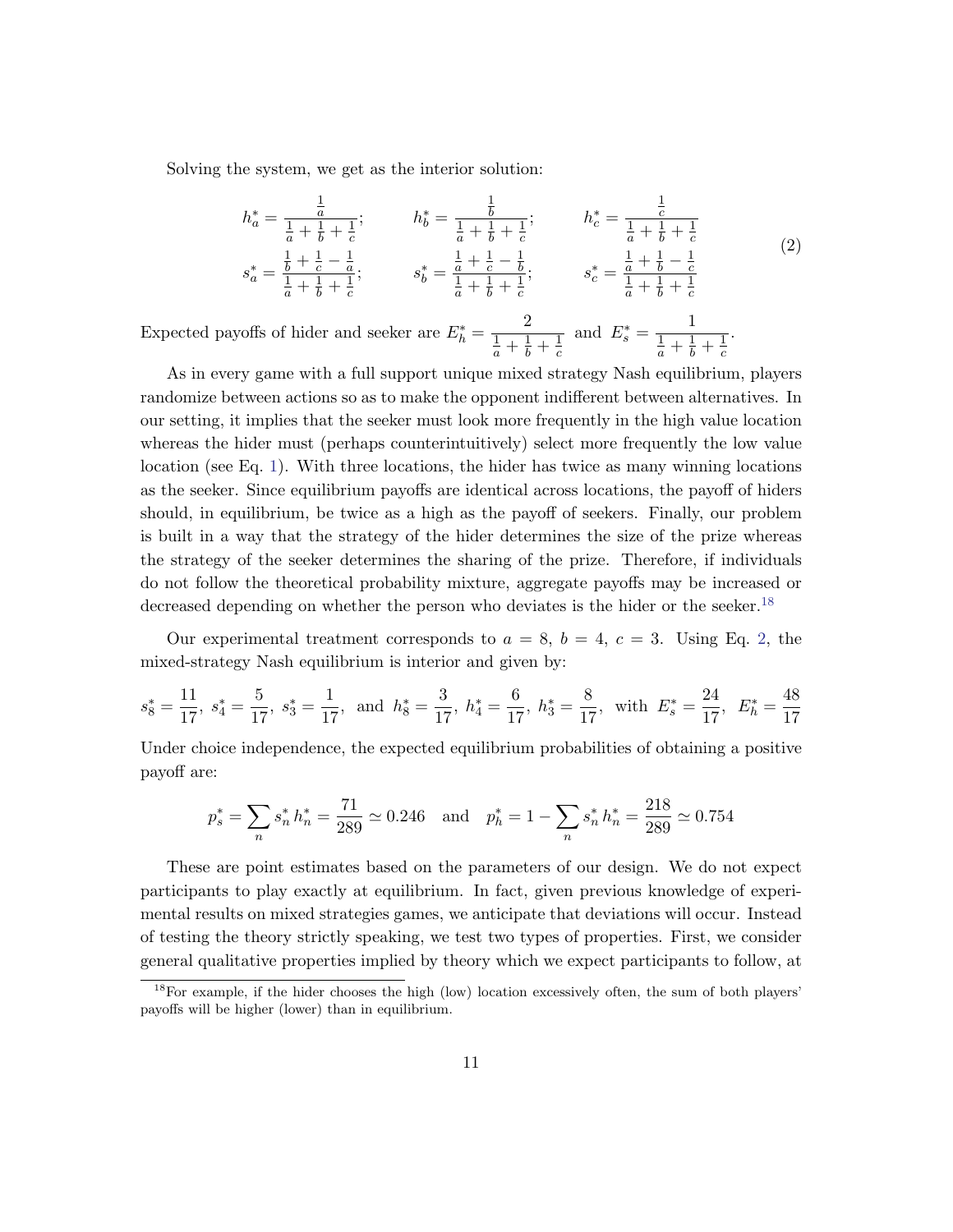Solving the system, we get as the interior solution:

$$
\begin{aligned}
h_a^* &= \frac{\frac{1}{a}}{\frac{1}{a}+\frac{1}{b}+\frac{1}{c}}; \qquad h_b^* = \frac{\frac{1}{b}}{\frac{1}{a}+\frac{1}{b}+\frac{1}{c}}; \qquad h_c^* = \frac{\frac{1}{c}}{\frac{1}{a}+\frac{1}{b}+\frac{1}{c}} \\
s_a^* &= \frac{\frac{1}{b}+\frac{1}{c}-\frac{1}{a}}{\frac{1}{a}+\frac{1}{b}+\frac{1}{c}}; \qquad s_b^* = \frac{\frac{1}{a}+\frac{1}{c}-\frac{1}{b}}{\frac{1}{a}+\frac{1}{b}+\frac{1}{c}}; \qquad s_c^* = \frac{\frac{1}{a}+\frac{1}{b}-\frac{1}{c}}{\frac{1}{a}+\frac{1}{b}+\frac{1}{c}}
\end{aligned}
\tag{2}
$$

Expected payoffs of hider and seeker are $E_h^* = \dfrac{2}{\frac{1}{a}+\frac{1}{b}+\frac{1}{c}}$ and $E_s^* = \dfrac{1}{\frac{1}{a}+\frac{1}{b}+\frac{1}{c}}$.

As in every game with a full support unique mixed strategy Nash equilibrium, players randomize between actions so as to make the opponent indifferent between alternatives. In our setting, it implies that the seeker must look more frequently in the high value location whereas the hider must (perhaps counterintuitively) select more frequently the low value location (see Eq. 1). With three locations, the hider has twice as many winning locations as the seeker. Since equilibrium payoffs are identical across locations, the payoff of hiders should, in equilibrium, be twice as a high as the payoff of seekers. Finally, our problem is built in a way that the strategy of the hider determines the size of the prize whereas the strategy of the seeker determines the sharing of the prize. Therefore, if individuals do not follow the theoretical probability mixture, aggregate payoffs may be increased or decreased depending on whether the person who deviates is the hider or the seeker.[18]

Our experimental treatment corresponds to $a = 8$, $b = 4$, $c = 3$. Using Eq. 2, the mixed-strategy Nash equilibrium is interior and given by:

$$
s_8^* = \frac{11}{17},\ s_4^* = \frac{5}{17},\ s_3^* = \frac{1}{17}, \ \text{and} \ h_8^* = \frac{3}{17},\ h_4^* = \frac{6}{17},\ h_3^* = \frac{8}{17}, \ \text{with} \ E_s^* = \frac{24}{17},\ E_h^* = \frac{48}{17}
$$

Under choice independence, the expected equilibrium probabilities of obtaining a positive payoff are:

$$
p_s^* = \sum_n s_n^* h_n^* = \frac{71}{289} \simeq 0.246 \quad \text{and} \quad p_h^* = 1 - \sum_n s_n^* h_n^* = \frac{218}{289} \simeq 0.754
$$

These are point estimates based on the parameters of our design. We do not expect participants to play exactly at equilibrium. In fact, given previous knowledge of experimental results on mixed strategies games, we anticipate that deviations will occur. Instead of testing the theory strictly speaking, we test two types of properties. First, we consider general qualitative properties implied by theory which we expect participants to follow, at

[18] For example, if the hider chooses the high (low) location excessively often, the sum of both players' payoffs will be higher (lower) than in equilibrium.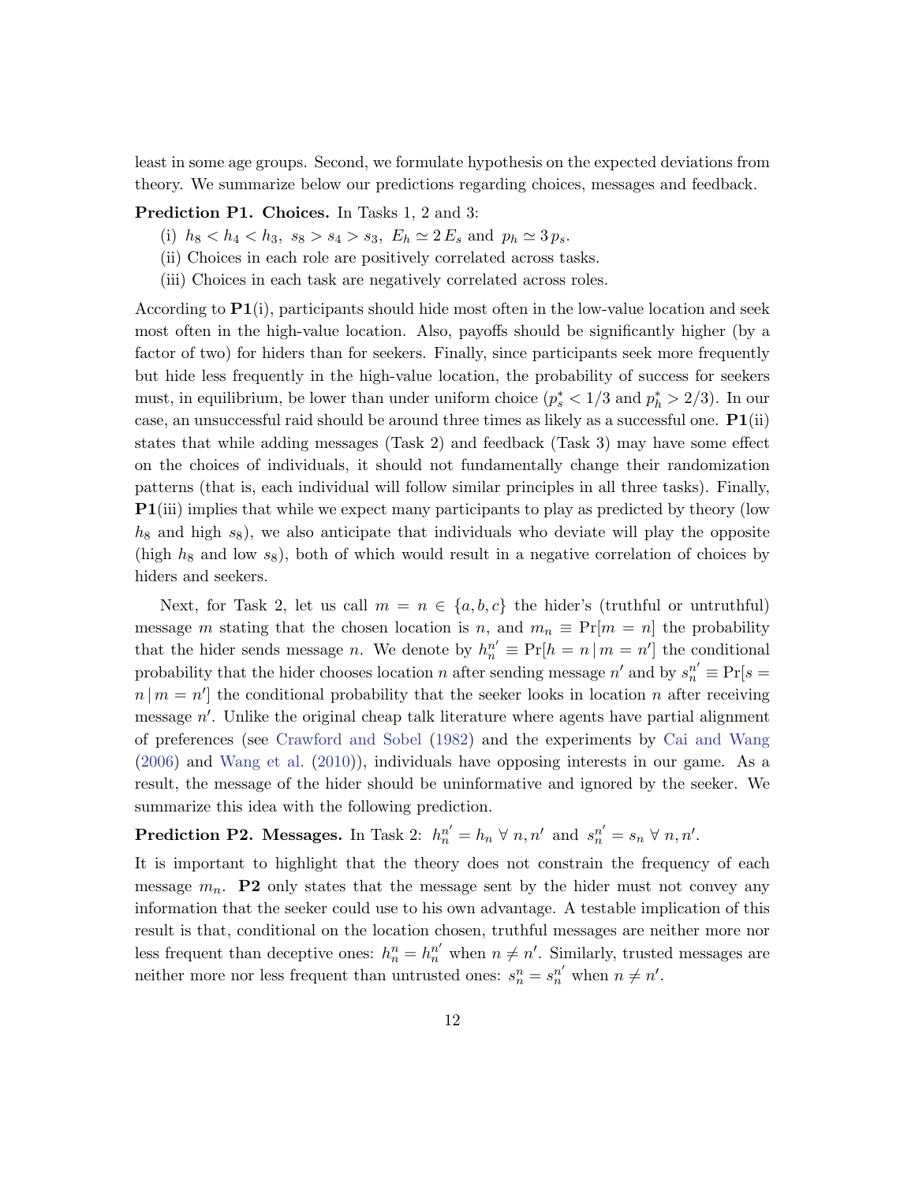least in some age groups. Second, we formulate hypothesis on the expected deviations from theory. We summarize below our predictions regarding choices, messages and feedback.

**Prediction P1. Choices.** In Tasks 1, 2 and 3:

(i) $h_8 < h_4 < h_3,\ s_8 > s_4 > s_3,\ E_h \simeq 2\,E_s$ and $p_h \simeq 3\,p_s$.

(ii) Choices in each role are positively correlated across tasks.

(iii) Choices in each task are negatively correlated across roles.

According to **P1**(i), participants should hide most often in the low-value location and seek most often in the high-value location. Also, payoffs should be significantly higher (by a factor of two) for hiders than for seekers. Finally, since participants seek more frequently but hide less frequently in the high-value location, the probability of success for seekers must, in equilibrium, be lower than under uniform choice ($p_s^* < 1/3$ and $p_h^* > 2/3$). In our case, an unsuccessful raid should be around three times as likely as a successful one. **P1**(ii) states that while adding messages (Task 2) and feedback (Task 3) may have some effect on the choices of individuals, it should not fundamentally change their randomization patterns (that is, each individual will follow similar principles in all three tasks). Finally, **P1**(iii) implies that while we expect many participants to play as predicted by theory (low $h_8$ and high $s_8$), we also anticipate that individuals who deviate will play the opposite (high $h_8$ and low $s_8$), both of which would result in a negative correlation of choices by hiders and seekers.

Next, for Task 2, let us call $m = n \in \{a, b, c\}$ the hider's (truthful or untruthful) message $m$ stating that the chosen location is $n$, and $m_n \equiv \Pr[m = n]$ the probability that the hider sends message $n$. We denote by $h_n^{n'} \equiv \Pr[h = n \,|\, m = n']$ the conditional probability that the hider chooses location $n$ after sending message $n'$ and by $s_n^{n'} \equiv \Pr[s = n \,|\, m = n']$ the conditional probability that the seeker looks in location $n$ after receiving message $n'$. Unlike the original cheap talk literature where agents have partial alignment of preferences (see Crawford and Sobel (1982) and the experiments by Cai and Wang (2006) and Wang et al. (2010)), individuals have opposing interests in our game. As a result, the message of the hider should be uninformative and ignored by the seeker. We summarize this idea with the following prediction.

**Prediction P2. Messages.** In Task 2: $h_n^{n'} = h_n\ \forall\ n, n'$ and $s_n^{n'} = s_n\ \forall\ n, n'$.

It is important to highlight that the theory does not constrain the frequency of each message $m_n$. **P2** only states that the message sent by the hider must not convey any information that the seeker could use to his own advantage. A testable implication of this result is that, conditional on the location chosen, truthful messages are neither more nor less frequent than deceptive ones: $h_n^n = h_n^{n'}$ when $n \neq n'$. Similarly, trusted messages are neither more nor less frequent than untrusted ones: $s_n^n = s_n^{n'}$ when $n \neq n'$.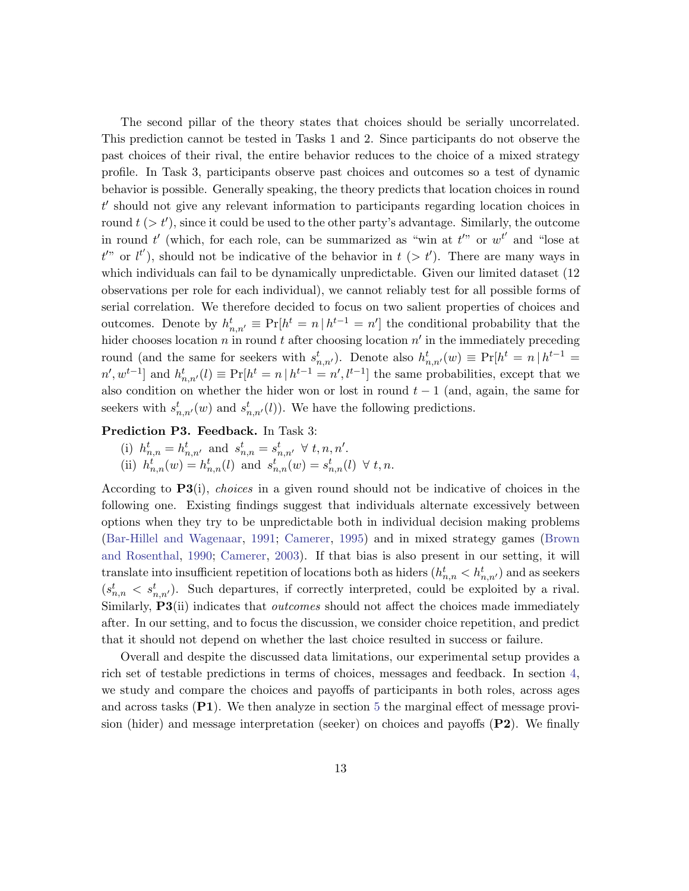The second pillar of the theory states that choices should be serially uncorrelated. This prediction cannot be tested in Tasks 1 and 2. Since participants do not observe the past choices of their rival, the entire behavior reduces to the choice of a mixed strategy profile. In Task 3, participants observe past choices and outcomes so a test of dynamic behavior is possible. Generally speaking, the theory predicts that location choices in round $t'$ should not give any relevant information to participants regarding location choices in round $t$ ($> t'$), since it could be used to the other party's advantage. Similarly, the outcome in round $t'$ (which, for each role, can be summarized as "win at $t'$" or $w^{t'}$ and "lose at $t'$" or $l^{t'}$), should not be indicative of the behavior in $t$ ($> t'$). There are many ways in which individuals can fail to be dynamically unpredictable. Given our limited dataset (12 observations per role for each individual), we cannot reliably test for all possible forms of serial correlation. We therefore decided to focus on two salient properties of choices and outcomes. Denote by $h^t_{n,n'} \equiv \Pr[h^t = n \,|\, h^{t-1} = n']$ the conditional probability that the hider chooses location $n$ in round $t$ after choosing location $n'$ in the immediately preceding round (and the same for seekers with $s^t_{n,n'}$). Denote also $h^t_{n,n'}(w) \equiv \Pr[h^t = n \,|\, h^{t-1} = n', w^{t-1}]$ and $h^t_{n,n'}(l) \equiv \Pr[h^t = n \,|\, h^{t-1} = n', l^{t-1}]$ the same probabilities, except that we also condition on whether the hider won or lost in round $t-1$ (and, again, the same for seekers with $s^t_{n,n'}(w)$ and $s^t_{n,n'}(l)$). We have the following predictions.

**Prediction P3. Feedback.** In Task 3:

(i) $h^t_{n,n} = h^t_{n,n'}$ and $s^t_{n,n} = s^t_{n,n'}$ $\forall\, t, n, n'$.
(ii) $h^t_{n,n}(w) = h^t_{n,n}(l)$ and $s^t_{n,n}(w) = s^t_{n,n}(l)$ $\forall\, t, n$.

According to **P3**(i), *choices* in a given round should not be indicative of choices in the following one. Existing findings suggest that individuals alternate excessively between options when they try to be unpredictable both in individual decision making problems (Bar-Hillel and Wagenaar, 1991; Camerer, 1995) and in mixed strategy games (Brown and Rosenthal, 1990; Camerer, 2003). If that bias is also present in our setting, it will translate into insufficient repetition of locations both as hiders ($h^t_{n,n} < h^t_{n,n'}$) and as seekers ($s^t_{n,n} < s^t_{n,n'}$). Such departures, if correctly interpreted, could be exploited by a rival. Similarly, **P3**(ii) indicates that *outcomes* should not affect the choices made immediately after. In our setting, and to focus the discussion, we consider choice repetition, and predict that it should not depend on whether the last choice resulted in success or failure.

Overall and despite the discussed data limitations, our experimental setup provides a rich set of testable predictions in terms of choices, messages and feedback. In section 4, we study and compare the choices and payoffs of participants in both roles, across ages and across tasks (**P1**). We then analyze in section 5 the marginal effect of message provision (hider) and message interpretation (seeker) on choices and payoffs (**P2**). We finally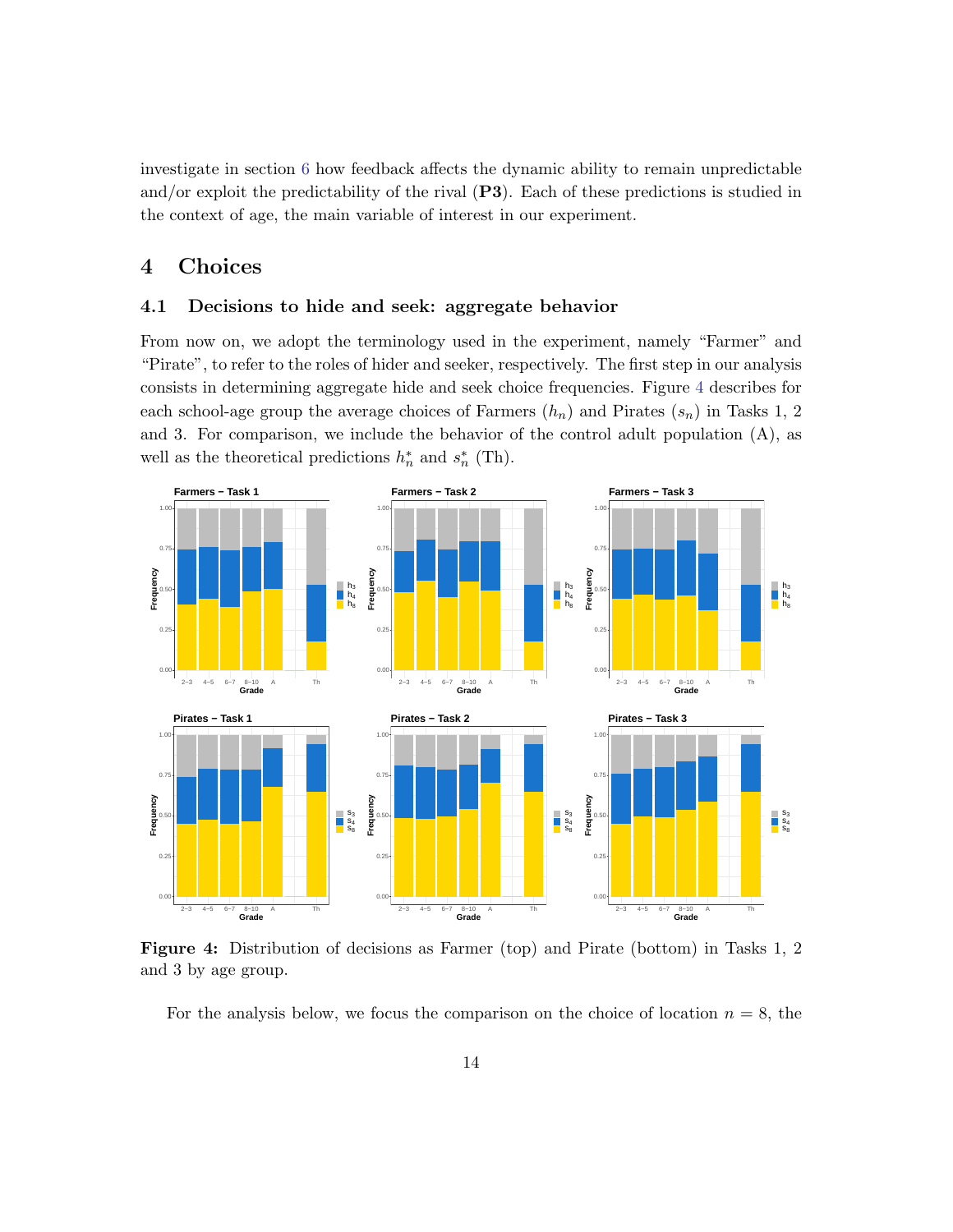investigate in section 6 how feedback affects the dynamic ability to remain unpredictable and/or exploit the predictability of the rival (**P3**). Each of these predictions is studied in the context of age, the main variable of interest in our experiment.

# 4 Choices

## 4.1 Decisions to hide and seek: aggregate behavior

From now on, we adopt the terminology used in the experiment, namely "Farmer" and "Pirate", to refer to the roles of hider and seeker, respectively. The first step in our analysis consists in determining aggregate hide and seek choice frequencies. Figure 4 describes for each school-age group the average choices of Farmers ($h_n$) and Pirates ($s_n$) in Tasks 1, 2 and 3. For comparison, we include the behavior of the control adult population (A), as well as the theoretical predictions $h_n^*$ and $s_n^*$ (Th).

**Figure 4:** Distribution of decisions as Farmer (top) and Pirate (bottom) in Tasks 1, 2 and 3 by age group.

For the analysis below, we focus the comparison on the choice of location $n = 8$, the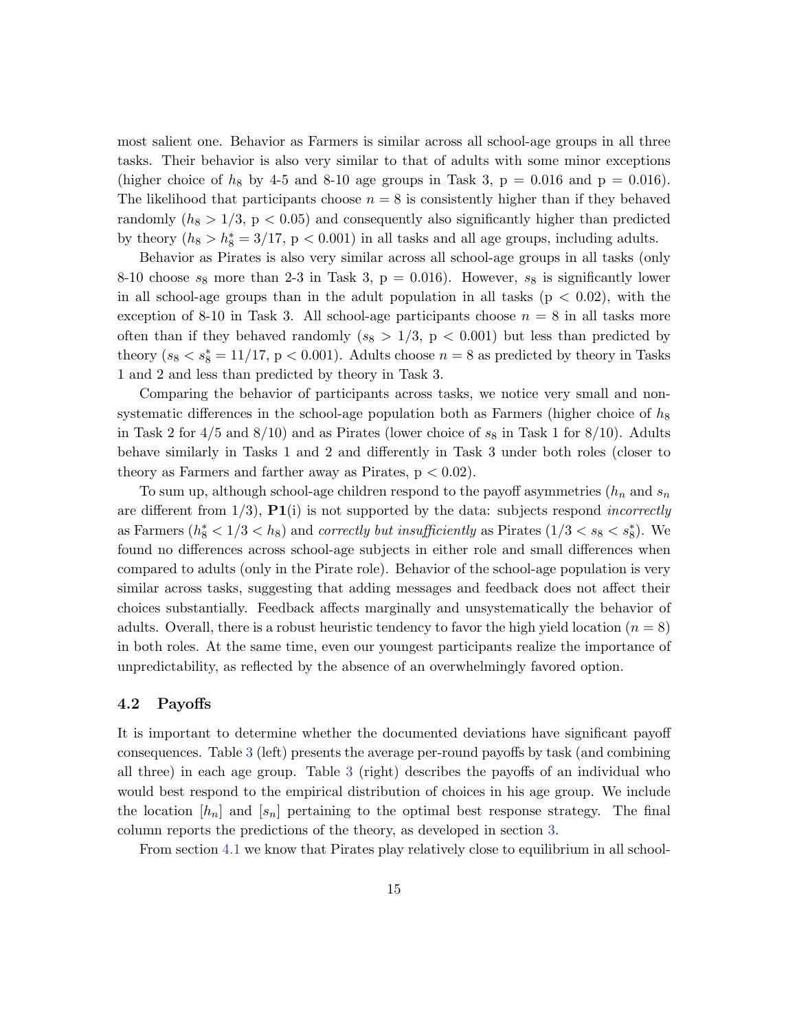most salient one. Behavior as Farmers is similar across all school-age groups in all three tasks. Their behavior is also very similar to that of adults with some minor exceptions (higher choice of $h_8$ by 4-5 and 8-10 age groups in Task 3, p = 0.016 and p = 0.016). The likelihood that participants choose $n = 8$ is consistently higher than if they behaved randomly ($h_8 > 1/3$, p $< 0.05$) and consequently also significantly higher than predicted by theory ($h_8 > h_8^* = 3/17$, p $< 0.001$) in all tasks and all age groups, including adults.

Behavior as Pirates is also very similar across all school-age groups in all tasks (only 8-10 choose $s_8$ more than 2-3 in Task 3, p = 0.016). However, $s_8$ is significantly lower in all school-age groups than in the adult population in all tasks (p $< 0.02$), with the exception of 8-10 in Task 3. All school-age participants choose $n = 8$ in all tasks more often than if they behaved randomly ($s_8 > 1/3$, p $< 0.001$) but less than predicted by theory ($s_8 < s_8^* = 11/17$, p $< 0.001$). Adults choose $n = 8$ as predicted by theory in Tasks 1 and 2 and less than predicted by theory in Task 3.

Comparing the behavior of participants across tasks, we notice very small and non-systematic differences in the school-age population both as Farmers (higher choice of $h_8$ in Task 2 for 4/5 and 8/10) and as Pirates (lower choice of $s_8$ in Task 1 for 8/10). Adults behave similarly in Tasks 1 and 2 and differently in Task 3 under both roles (closer to theory as Farmers and farther away as Pirates, p $< 0.02$).

To sum up, although school-age children respond to the payoff asymmetries ($h_n$ and $s_n$ are different from 1/3), **P1**(i) is not supported by the data: subjects respond *incorrectly* as Farmers ($h_8^* < 1/3 < h_8$) and *correctly but insufficiently* as Pirates ($1/3 < s_8 < s_8^*$). We found no differences across school-age subjects in either role and small differences when compared to adults (only in the Pirate role). Behavior of the school-age population is very similar across tasks, suggesting that adding messages and feedback does not affect their choices substantially. Feedback affects marginally and unsystematically the behavior of adults. Overall, there is a robust heuristic tendency to favor the high yield location ($n = 8$) in both roles. At the same time, even our youngest participants realize the importance of unpredictability, as reflected by the absence of an overwhelmingly favored option.

### 4.2 Payoffs

It is important to determine whether the documented deviations have significant payoff consequences. Table 3 (left) presents the average per-round payoffs by task (and combining all three) in each age group. Table 3 (right) describes the payoffs of an individual who would best respond to the empirical distribution of choices in his age group. We include the location $[h_n]$ and $[s_n]$ pertaining to the optimal best response strategy. The final column reports the predictions of the theory, as developed in section 3.

From section 4.1 we know that Pirates play relatively close to equilibrium in all school-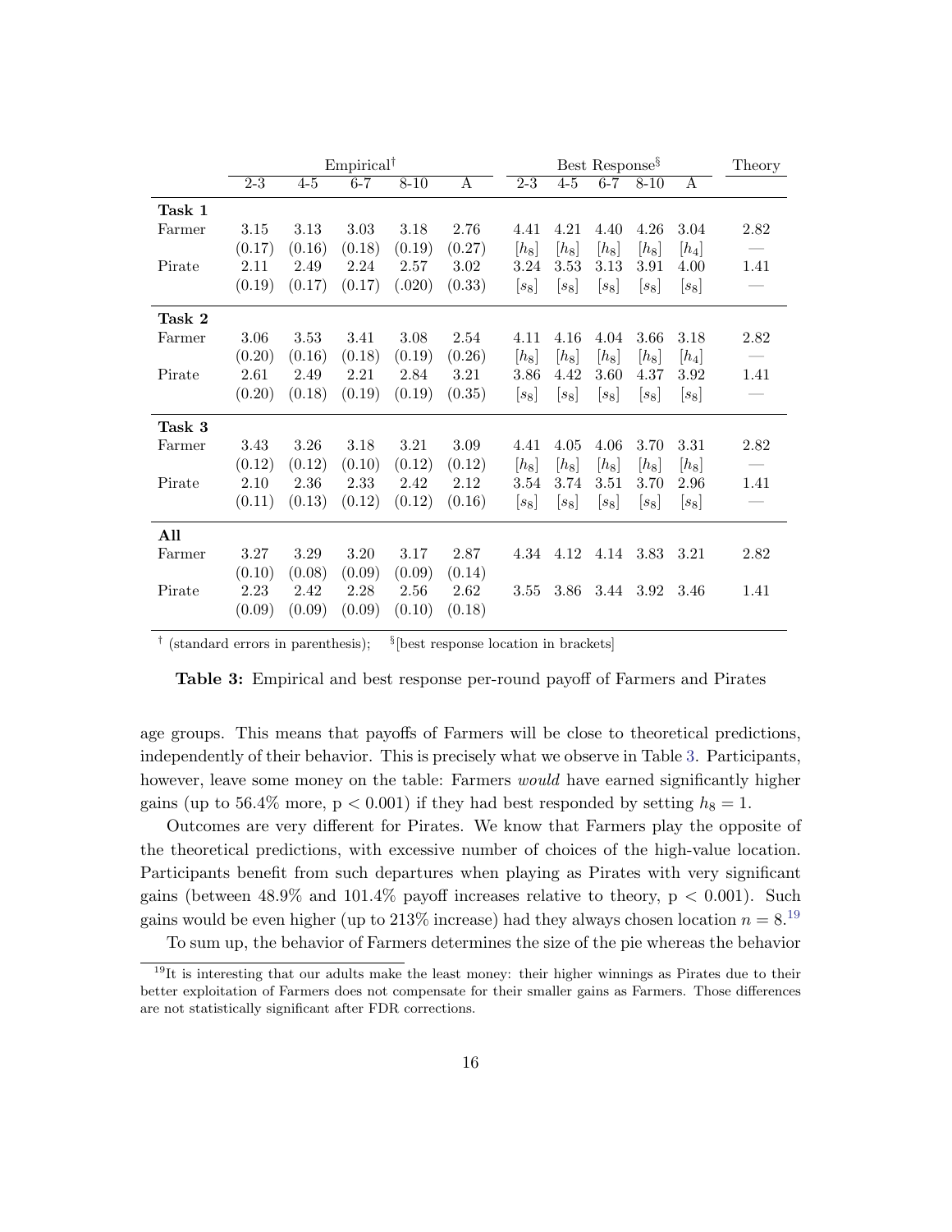| | Empirical† | | | | | Best Response§ | | | | | Theory |
|---|---|---|---|---|---|---|---|---|---|---|---|
| | 2-3 | 4-5 | 6-7 | 8-10 | A | 2-3 | 4-5 | 6-7 | 8-10 | A | |
| **Task 1** | | | | | | | | | | | |
| Farmer | 3.15 | 3.13 | 3.03 | 3.18 | 2.76 | 4.41 | 4.21 | 4.40 | 4.26 | 3.04 | 2.82 |
| | (0.17) | (0.16) | (0.18) | (0.19) | (0.27) | [$h_8$] | [$h_8$] | [$h_8$] | [$h_8$] | [$h_4$] | — |
| Pirate | 2.11 | 2.49 | 2.24 | 2.57 | 3.02 | 3.24 | 3.53 | 3.13 | 3.91 | 4.00 | 1.41 |
| | (0.19) | (0.17) | (0.17) | (.020) | (0.33) | [$s_8$] | [$s_8$] | [$s_8$] | [$s_8$] | [$s_8$] | — |
| **Task 2** | | | | | | | | | | | |
| Farmer | 3.06 | 3.53 | 3.41 | 3.08 | 2.54 | 4.11 | 4.16 | 4.04 | 3.66 | 3.18 | 2.82 |
| | (0.20) | (0.16) | (0.18) | (0.19) | (0.26) | [$h_8$] | [$h_8$] | [$h_8$] | [$h_8$] | [$h_4$] | — |
| Pirate | 2.61 | 2.49 | 2.21 | 2.84 | 3.21 | 3.86 | 4.42 | 3.60 | 4.37 | 3.92 | 1.41 |
| | (0.20) | (0.18) | (0.19) | (0.19) | (0.35) | [$s_8$] | [$s_8$] | [$s_8$] | [$s_8$] | [$s_8$] | — |
| **Task 3** | | | | | | | | | | | |
| Farmer | 3.43 | 3.26 | 3.18 | 3.21 | 3.09 | 4.41 | 4.05 | 4.06 | 3.70 | 3.31 | 2.82 |
| | (0.12) | (0.12) | (0.10) | (0.12) | (0.12) | [$h_8$] | [$h_8$] | [$h_8$] | [$h_8$] | [$h_8$] | — |
| Pirate | 2.10 | 2.36 | 2.33 | 2.42 | 2.12 | 3.54 | 3.74 | 3.51 | 3.70 | 2.96 | 1.41 |
| | (0.11) | (0.13) | (0.12) | (0.12) | (0.16) | [$s_8$] | [$s_8$] | [$s_8$] | [$s_8$] | [$s_8$] | — |
| **All** | | | | | | | | | | | |
| Farmer | 3.27 | 3.29 | 3.20 | 3.17 | 2.87 | 4.34 | 4.12 | 4.14 | 3.83 | 3.21 | 2.82 |
| | (0.10) | (0.08) | (0.09) | (0.09) | (0.14) | | | | | | |
| Pirate | 2.23 | 2.42 | 2.28 | 2.56 | 2.62 | 3.55 | 3.86 | 3.44 | 3.92 | 3.46 | 1.41 |
| | (0.09) | (0.09) | (0.09) | (0.10) | (0.18) | | | | | | |

† (standard errors in parenthesis); § [best response location in brackets]

**Table 3:** Empirical and best response per-round payoff of Farmers and Pirates

age groups. This means that payoffs of Farmers will be close to theoretical predictions, independently of their behavior. This is precisely what we observe in Table 3. Participants, however, leave some money on the table: Farmers *would* have earned significantly higher gains (up to 56.4% more, $p < 0.001$) if they had best responded by setting $h_8 = 1$.

Outcomes are very different for Pirates. We know that Farmers play the opposite of the theoretical predictions, with excessive number of choices of the high-value location. Participants benefit from such departures when playing as Pirates with very significant gains (between 48.9% and 101.4% payoff increases relative to theory, $p < 0.001$). Such gains would be even higher (up to 213% increase) had they always chosen location $n = 8$.[19]

To sum up, the behavior of Farmers determines the size of the pie whereas the behavior

[19] It is interesting that our adults make the least money: their higher winnings as Pirates due to their better exploitation of Farmers does not compensate for their smaller gains as Farmers. Those differences are not statistically significant after FDR corrections.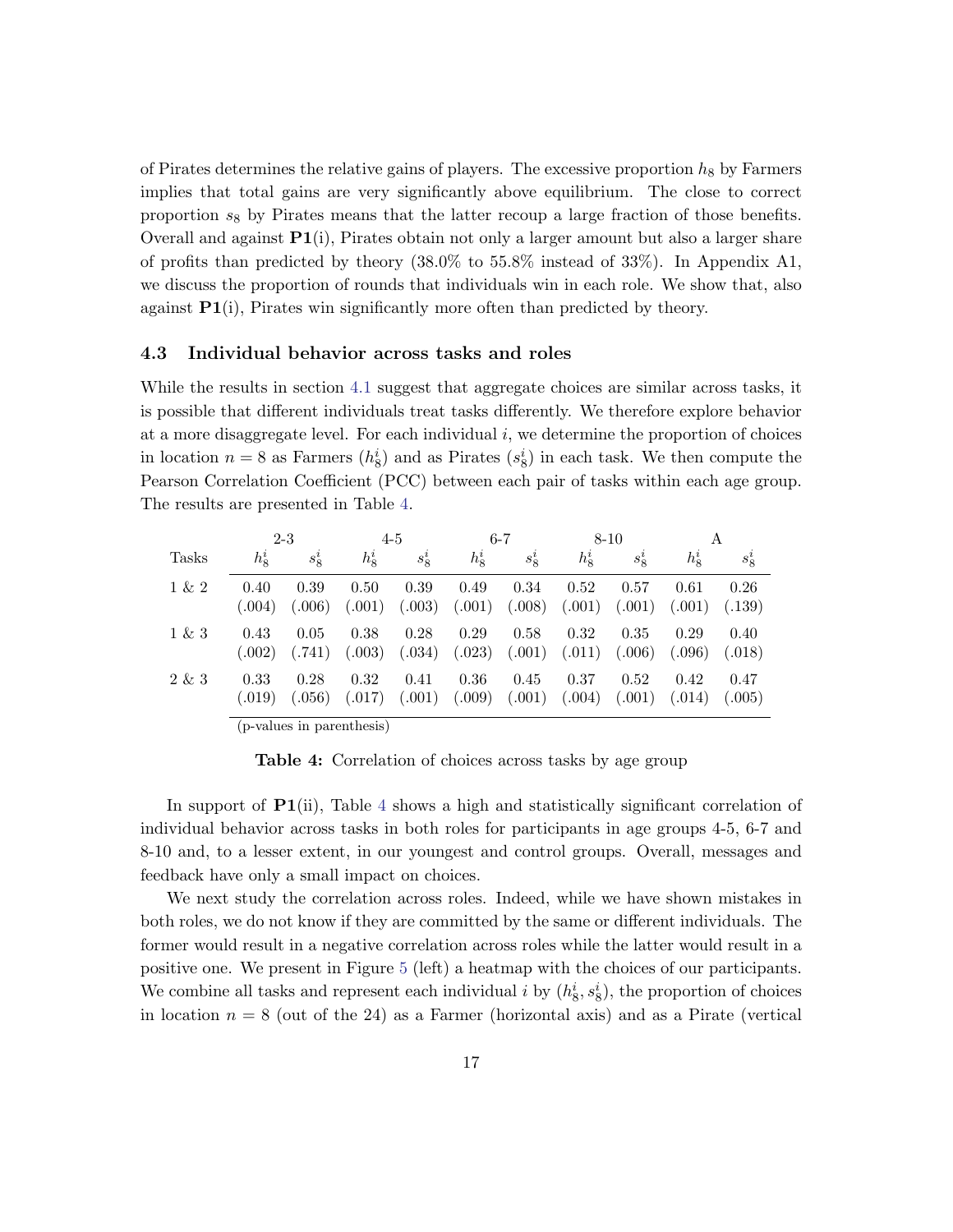of Pirates determines the relative gains of players. The excessive proportion $h_8$ by Farmers implies that total gains are very significantly above equilibrium. The close to correct proportion $s_8$ by Pirates means that the latter recoup a large fraction of those benefits. Overall and against **P1**(i), Pirates obtain not only a larger amount but also a larger share of profits than predicted by theory (38.0% to 55.8% instead of 33%). In Appendix A1, we discuss the proportion of rounds that individuals win in each role. We show that, also against **P1**(i), Pirates win significantly more often than predicted by theory.

### 4.3 Individual behavior across tasks and roles

While the results in section 4.1 suggest that aggregate choices are similar across tasks, it is possible that different individuals treat tasks differently. We therefore explore behavior at a more disaggregate level. For each individual $i$, we determine the proportion of choices in location $n = 8$ as Farmers ($h_8^i$) and as Pirates ($s_8^i$) in each task. We then compute the Pearson Correlation Coefficient (PCC) between each pair of tasks within each age group. The results are presented in Table 4.

| | 2-3 | | 4-5 | | 6-7 | | 8-10 | | A | |
|---|---|---|---|---|---|---|---|---|---|---|
| Tasks | $h_8^i$ | $s_8^i$ | $h_8^i$ | $s_8^i$ | $h_8^i$ | $s_8^i$ | $h_8^i$ | $s_8^i$ | $h_8^i$ | $s_8^i$ |
| 1 & 2 | 0.40 | 0.39 | 0.50 | 0.39 | 0.49 | 0.34 | 0.52 | 0.57 | 0.61 | 0.26 |
| | (.004) | (.006) | (.001) | (.003) | (.001) | (.008) | (.001) | (.001) | (.001) | (.139) |
| 1 & 3 | 0.43 | 0.05 | 0.38 | 0.28 | 0.29 | 0.58 | 0.32 | 0.35 | 0.29 | 0.40 |
| | (.002) | (.741) | (.003) | (.034) | (.023) | (.001) | (.011) | (.006) | (.096) | (.018) |
| 2 & 3 | 0.33 | 0.28 | 0.32 | 0.41 | 0.36 | 0.45 | 0.37 | 0.52 | 0.42 | 0.47 |
| | (.019) | (.056) | (.017) | (.001) | (.009) | (.001) | (.004) | (.001) | (.014) | (.005) |

(p-values in parenthesis)

**Table 4:** Correlation of choices across tasks by age group

In support of **P1**(ii), Table 4 shows a high and statistically significant correlation of individual behavior across tasks in both roles for participants in age groups 4-5, 6-7 and 8-10 and, to a lesser extent, in our youngest and control groups. Overall, messages and feedback have only a small impact on choices.

We next study the correlation across roles. Indeed, while we have shown mistakes in both roles, we do not know if they are committed by the same or different individuals. The former would result in a negative correlation across roles while the latter would result in a positive one. We present in Figure 5 (left) a heatmap with the choices of our participants. We combine all tasks and represent each individual $i$ by $(h_8^i, s_8^i)$, the proportion of choices in location $n = 8$ (out of the 24) as a Farmer (horizontal axis) and as a Pirate (vertical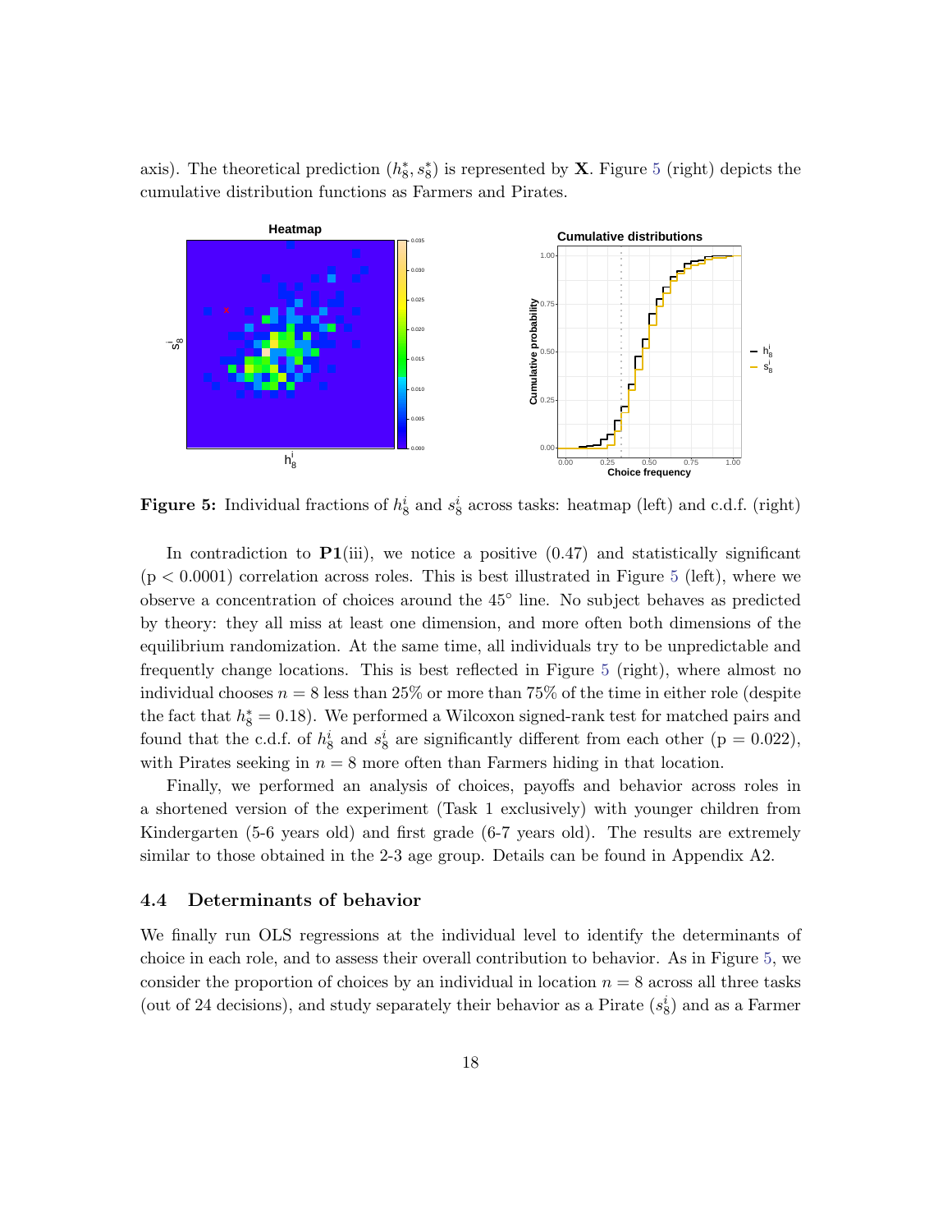axis). The theoretical prediction $(h_8^*, s_8^*)$ is represented by **X**. Figure 5 (right) depicts the cumulative distribution functions as Farmers and Pirates.

**Figure 5:** Individual fractions of $h_8^i$ and $s_8^i$ across tasks: heatmap (left) and c.d.f. (right)

In contradiction to **P1**(iii), we notice a positive (0.47) and statistically significant ($p < 0.0001$) correlation across roles. This is best illustrated in Figure 5 (left), where we observe a concentration of choices around the 45° line. No subject behaves as predicted by theory: they all miss at least one dimension, and more often both dimensions of the equilibrium randomization. At the same time, all individuals try to be unpredictable and frequently change locations. This is best reflected in Figure 5 (right), where almost no individual chooses $n = 8$ less than 25% or more than 75% of the time in either role (despite the fact that $h_8^* = 0.18$). We performed a Wilcoxon signed-rank test for matched pairs and found that the c.d.f. of $h_8^i$ and $s_8^i$ are significantly different from each other ($p = 0.022$), with Pirates seeking in $n = 8$ more often than Farmers hiding in that location.

Finally, we performed an analysis of choices, payoffs and behavior across roles in a shortened version of the experiment (Task 1 exclusively) with younger children from Kindergarten (5-6 years old) and first grade (6-7 years old). The results are extremely similar to those obtained in the 2-3 age group. Details can be found in Appendix A2.

### 4.4 Determinants of behavior

We finally run OLS regressions at the individual level to identify the determinants of choice in each role, and to assess their overall contribution to behavior. As in Figure 5, we consider the proportion of choices by an individual in location $n = 8$ across all three tasks (out of 24 decisions), and study separately their behavior as a Pirate ($s_8^i$) and as a Farmer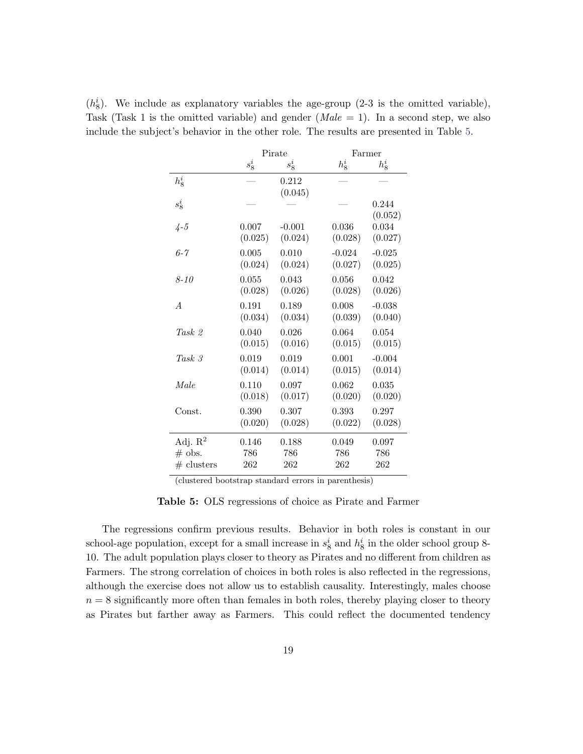($h_8^i$). We include as explanatory variables the age-group (2-3 is the omitted variable), Task (Task 1 is the omitted variable) and gender (*Male* = 1). In a second step, we also include the subject's behavior in the other role. The results are presented in Table 5.

| | Pirate | | Farmer | |
|---|---|---|---|---|
| | $s_8^i$ | $s_8^i$ | $h_8^i$ | $h_8^i$ |
| $h_8^i$ | — | 0.212 (0.045) | — | — |
| $s_8^i$ | — | — | — | 0.244 (0.052) |
| *4-5* | 0.007 (0.025) | -0.001 (0.024) | 0.036 (0.028) | 0.034 (0.027) |
| *6-7* | 0.005 (0.024) | 0.010 (0.024) | -0.024 (0.027) | -0.025 (0.025) |
| *8-10* | 0.055 (0.028) | 0.043 (0.026) | 0.056 (0.028) | 0.042 (0.026) |
| *A* | 0.191 (0.034) | 0.189 (0.034) | 0.008 (0.039) | -0.038 (0.040) |
| *Task 2* | 0.040 (0.015) | 0.026 (0.016) | 0.064 (0.015) | 0.054 (0.015) |
| *Task 3* | 0.019 (0.014) | 0.019 (0.014) | 0.001 (0.015) | -0.004 (0.014) |
| *Male* | 0.110 (0.018) | 0.097 (0.017) | 0.062 (0.020) | 0.035 (0.020) |
| Const. | 0.390 (0.020) | 0.307 (0.028) | 0.393 (0.022) | 0.297 (0.028) |
| Adj. $R^2$ | 0.146 | 0.188 | 0.049 | 0.097 |
| # obs. | 786 | 786 | 786 | 786 |
| # clusters | 262 | 262 | 262 | 262 |

(clustered bootstrap standard errors in parenthesis)

**Table 5:** OLS regressions of choice as Pirate and Farmer

The regressions confirm previous results. Behavior in both roles is constant in our school-age population, except for a small increase in $s_8^i$ and $h_8^i$ in the older school group 8-10. The adult population plays closer to theory as Pirates and no different from children as Farmers. The strong correlation of choices in both roles is also reflected in the regressions, although the exercise does not allow us to establish causality. Interestingly, males choose $n = 8$ significantly more often than females in both roles, thereby playing closer to theory as Pirates but farther away as Farmers. This could reflect the documented tendency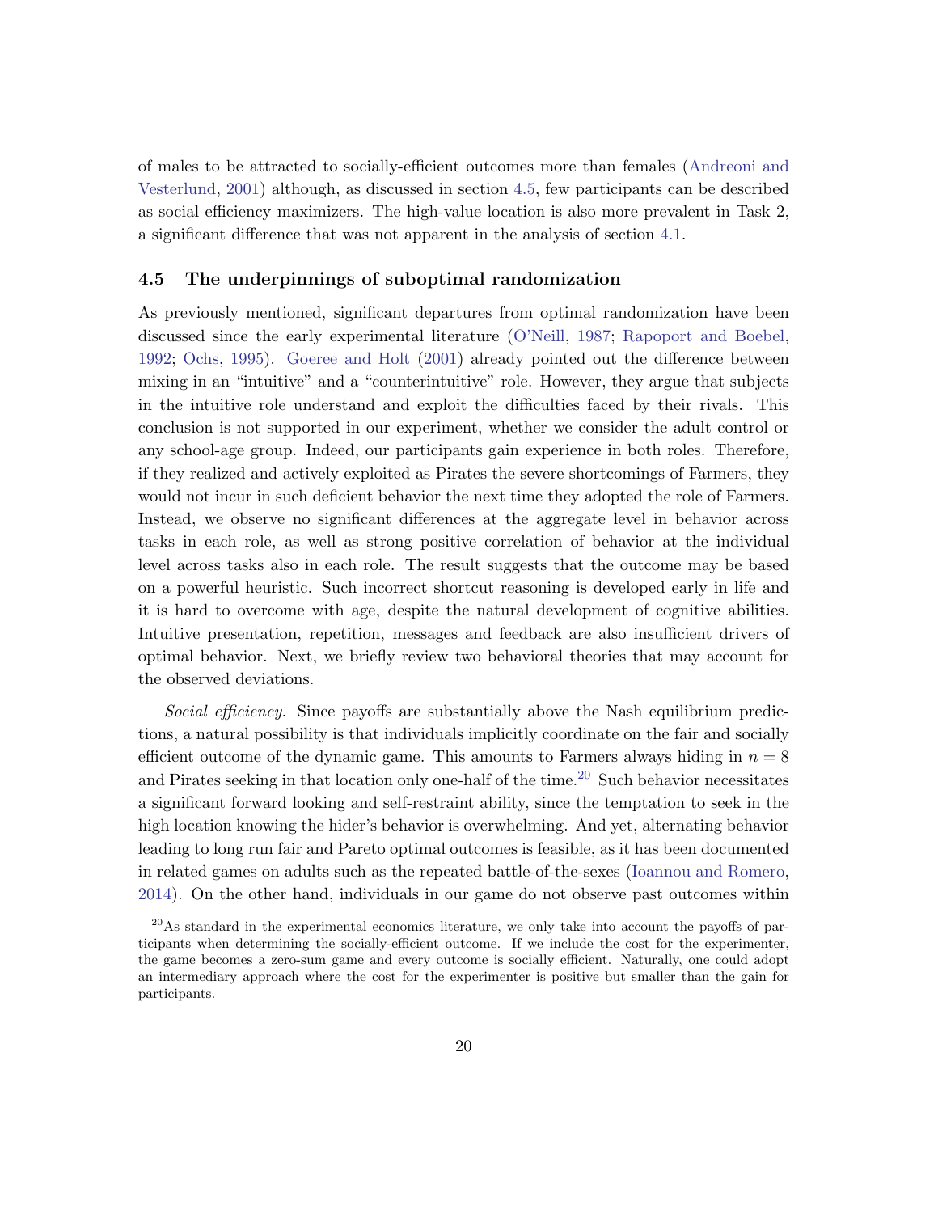of males to be attracted to socially-efficient outcomes more than females (Andreoni and Vesterlund, 2001) although, as discussed in section 4.5, few participants can be described as social efficiency maximizers. The high-value location is also more prevalent in Task 2, a significant difference that was not apparent in the analysis of section 4.1.

### 4.5 The underpinnings of suboptimal randomization

As previously mentioned, significant departures from optimal randomization have been discussed since the early experimental literature (O'Neill, 1987; Rapoport and Boebel, 1992; Ochs, 1995). Goeree and Holt (2001) already pointed out the difference between mixing in an "intuitive" and a "counterintuitive" role. However, they argue that subjects in the intuitive role understand and exploit the difficulties faced by their rivals. This conclusion is not supported in our experiment, whether we consider the adult control or any school-age group. Indeed, our participants gain experience in both roles. Therefore, if they realized and actively exploited as Pirates the severe shortcomings of Farmers, they would not incur in such deficient behavior the next time they adopted the role of Farmers. Instead, we observe no significant differences at the aggregate level in behavior across tasks in each role, as well as strong positive correlation of behavior at the individual level across tasks also in each role. The result suggests that the outcome may be based on a powerful heuristic. Such incorrect shortcut reasoning is developed early in life and it is hard to overcome with age, despite the natural development of cognitive abilities. Intuitive presentation, repetition, messages and feedback are also insufficient drivers of optimal behavior. Next, we briefly review two behavioral theories that may account for the observed deviations.

*Social efficiency.* Since payoffs are substantially above the Nash equilibrium predictions, a natural possibility is that individuals implicitly coordinate on the fair and socially efficient outcome of the dynamic game. This amounts to Farmers always hiding in $n = 8$ and Pirates seeking in that location only one-half of the time.[20] Such behavior necessitates a significant forward looking and self-restraint ability, since the temptation to seek in the high location knowing the hider's behavior is overwhelming. And yet, alternating behavior leading to long run fair and Pareto optimal outcomes is feasible, as it has been documented in related games on adults such as the repeated battle-of-the-sexes (Ioannou and Romero, 2014). On the other hand, individuals in our game do not observe past outcomes within

[20] As standard in the experimental economics literature, we only take into account the payoffs of participants when determining the socially-efficient outcome. If we include the cost for the experimenter, the game becomes a zero-sum game and every outcome is socially efficient. Naturally, one could adopt an intermediary approach where the cost for the experimenter is positive but smaller than the gain for participants.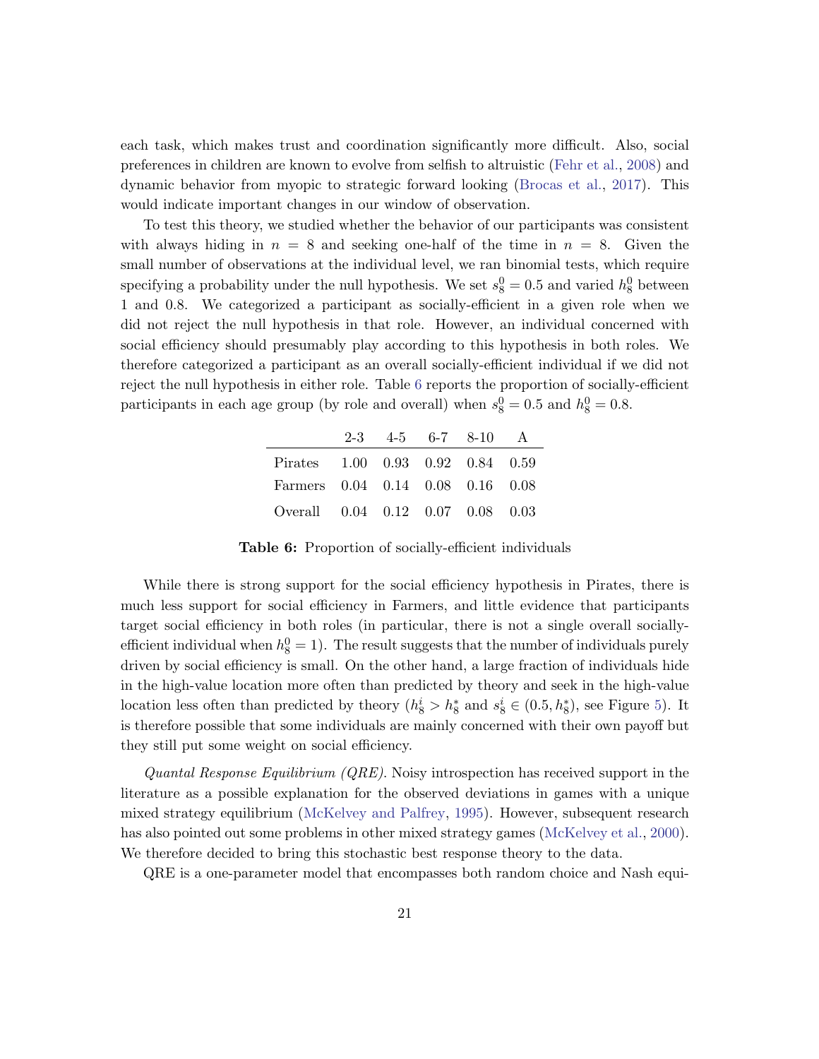each task, which makes trust and coordination significantly more difficult. Also, social preferences in children are known to evolve from selfish to altruistic (Fehr et al., 2008) and dynamic behavior from myopic to strategic forward looking (Brocas et al., 2017). This would indicate important changes in our window of observation.

To test this theory, we studied whether the behavior of our participants was consistent with always hiding in $n = 8$ and seeking one-half of the time in $n = 8$. Given the small number of observations at the individual level, we ran binomial tests, which require specifying a probability under the null hypothesis. We set $s_8^0 = 0.5$ and varied $h_8^0$ between 1 and 0.8. We categorized a participant as socially-efficient in a given role when we did not reject the null hypothesis in that role. However, an individual concerned with social efficiency should presumably play according to this hypothesis in both roles. We therefore categorized a participant as an overall socially-efficient individual if we did not reject the null hypothesis in either role. Table 6 reports the proportion of socially-efficient participants in each age group (by role and overall) when $s_8^0 = 0.5$ and $h_8^0 = 0.8$.

| | 2-3 | 4-5 | 6-7 | 8-10 | A |
|---|---|---|---|---|---|
| Pirates | 1.00 | 0.93 | 0.92 | 0.84 | 0.59 |
| Farmers | 0.04 | 0.14 | 0.08 | 0.16 | 0.08 |
| Overall | 0.04 | 0.12 | 0.07 | 0.08 | 0.03 |

**Table 6:** Proportion of socially-efficient individuals

While there is strong support for the social efficiency hypothesis in Pirates, there is much less support for social efficiency in Farmers, and little evidence that participants target social efficiency in both roles (in particular, there is not a single overall socially-efficient individual when $h_8^0 = 1$). The result suggests that the number of individuals purely driven by social efficiency is small. On the other hand, a large fraction of individuals hide in the high-value location more often than predicted by theory and seek in the high-value location less often than predicted by theory ($h_8^i > h_8^*$ and $s_8^i \in (0.5, h_8^*)$, see Figure 5). It is therefore possible that some individuals are mainly concerned with their own payoff but they still put some weight on social efficiency.

*Quantal Response Equilibrium (QRE).* Noisy introspection has received support in the literature as a possible explanation for the observed deviations in games with a unique mixed strategy equilibrium (McKelvey and Palfrey, 1995). However, subsequent research has also pointed out some problems in other mixed strategy games (McKelvey et al., 2000). We therefore decided to bring this stochastic best response theory to the data.

QRE is a one-parameter model that encompasses both random choice and Nash equi-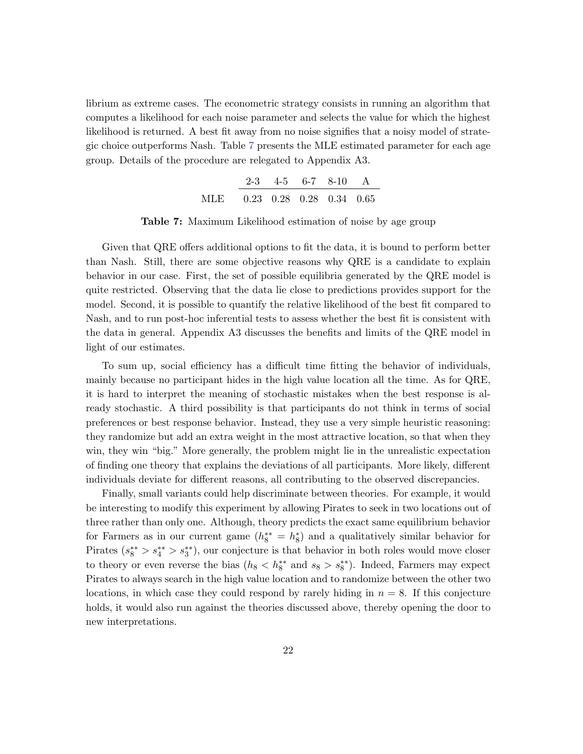librium as extreme cases. The econometric strategy consists in running an algorithm that computes a likelihood for each noise parameter and selects the value for which the highest likelihood is returned. A best fit away from no noise signifies that a noisy model of strategic choice outperforms Nash. Table 7 presents the MLE estimated parameter for each age group. Details of the procedure are relegated to Appendix A3.

| | 2-3 | 4-5 | 6-7 | 8-10 | A |
|---|---|---|---|---|---|
| MLE | 0.23 | 0.28 | 0.28 | 0.34 | 0.65 |

**Table 7:** Maximum Likelihood estimation of noise by age group

Given that QRE offers additional options to fit the data, it is bound to perform better than Nash. Still, there are some objective reasons why QRE is a candidate to explain behavior in our case. First, the set of possible equilibria generated by the QRE model is quite restricted. Observing that the data lie close to predictions provides support for the model. Second, it is possible to quantify the relative likelihood of the best fit compared to Nash, and to run post-hoc inferential tests to assess whether the best fit is consistent with the data in general. Appendix A3 discusses the benefits and limits of the QRE model in light of our estimates.

To sum up, social efficiency has a difficult time fitting the behavior of individuals, mainly because no participant hides in the high value location all the time. As for QRE, it is hard to interpret the meaning of stochastic mistakes when the best response is already stochastic. A third possibility is that participants do not think in terms of social preferences or best response behavior. Instead, they use a very simple heuristic reasoning: they randomize but add an extra weight in the most attractive location, so that when they win, they win "big." More generally, the problem might lie in the unrealistic expectation of finding one theory that explains the deviations of all participants. More likely, different individuals deviate for different reasons, all contributing to the observed discrepancies.

Finally, small variants could help discriminate between theories. For example, it would be interesting to modify this experiment by allowing Pirates to seek in two locations out of three rather than only one. Although, theory predicts the exact same equilibrium behavior for Farmers as in our current game ($h_8^{**} = h_8^*$) and a qualitatively similar behavior for Pirates ($s_8^{**} > s_4^{**} > s_3^{**}$), our conjecture is that behavior in both roles would move closer to theory or even reverse the bias ($h_8 < h_8^{**}$ and $s_8 > s_8^{**}$). Indeed, Farmers may expect Pirates to always search in the high value location and to randomize between the other two locations, in which case they could respond by rarely hiding in $n = 8$. If this conjecture holds, it would also run against the theories discussed above, thereby opening the door to new interpretations.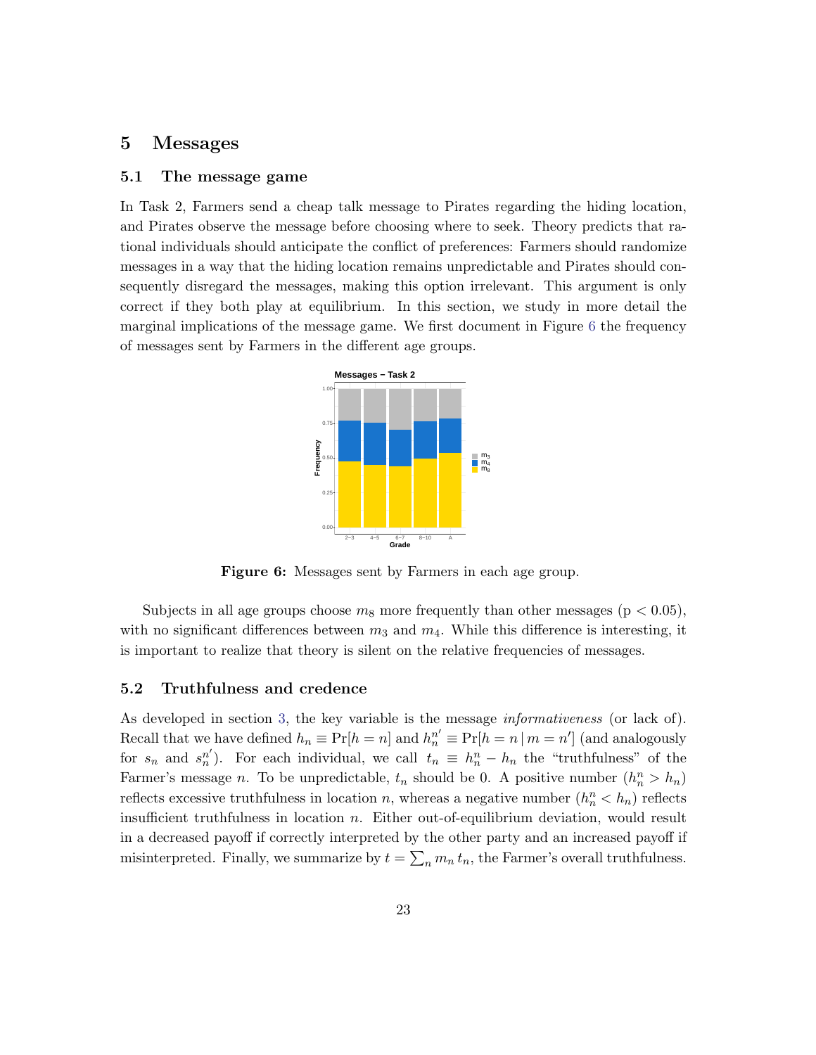# 5 Messages

## 5.1 The message game

In Task 2, Farmers send a cheap talk message to Pirates regarding the hiding location, and Pirates observe the message before choosing where to seek. Theory predicts that rational individuals should anticipate the conflict of preferences: Farmers should randomize messages in a way that the hiding location remains unpredictable and Pirates should consequently disregard the messages, making this option irrelevant. This argument is only correct if they both play at equilibrium. In this section, we study in more detail the marginal implications of the message game. We first document in Figure 6 the frequency of messages sent by Farmers in the different age groups.

**Figure 6:** Messages sent by Farmers in each age group.

Subjects in all age groups choose $m_8$ more frequently than other messages ($p < 0.05$), with no significant differences between $m_3$ and $m_4$. While this difference is interesting, it is important to realize that theory is silent on the relative frequencies of messages.

## 5.2 Truthfulness and credence

As developed in section 3, the key variable is the message *informativeness* (or lack of). Recall that we have defined $h_n \equiv \Pr[h = n]$ and $h_n^{n'} \equiv \Pr[h = n \mid m = n']$ (and analogously for $s_n$ and $s_n^{n'}$). For each individual, we call $t_n \equiv h_n^n - h_n$ the "truthfulness" of the Farmer's message $n$. To be unpredictable, $t_n$ should be 0. A positive number ($h_n^n > h_n$) reflects excessive truthfulness in location $n$, whereas a negative number ($h_n^n < h_n$) reflects insufficient truthfulness in location $n$. Either out-of-equilibrium deviation, would result in a decreased payoff if correctly interpreted by the other party and an increased payoff if misinterpreted. Finally, we summarize by $t = \sum_n m_n t_n$, the Farmer's overall truthfulness.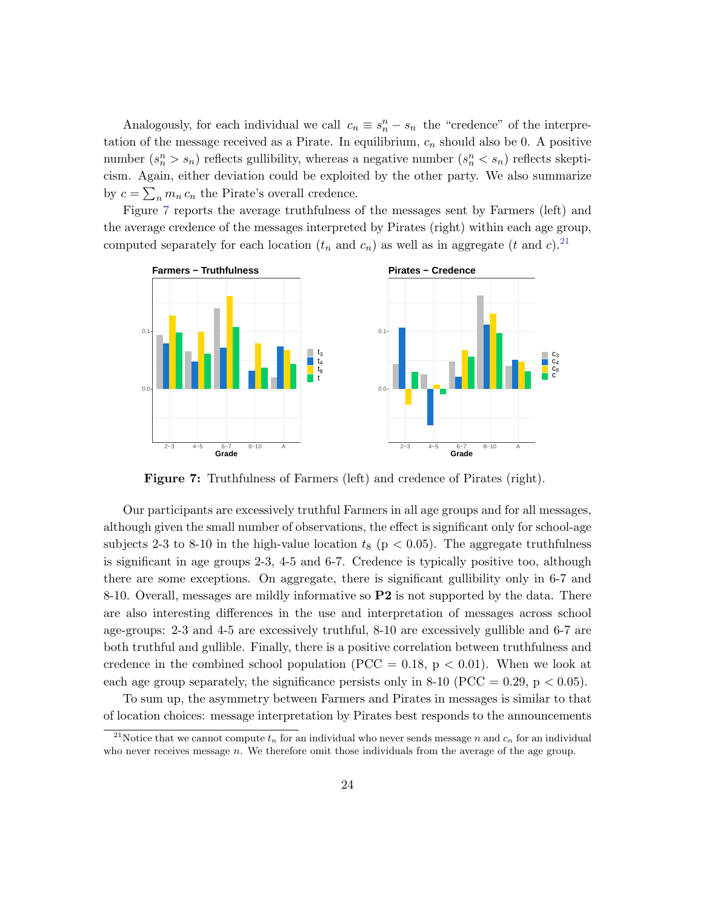Analogously, for each individual we call $c_n \equiv s_n^n - s_n$ the "credence" of the interpretation of the message received as a Pirate. In equilibrium, $c_n$ should also be 0. A positive number ($s_n^n > s_n$) reflects gullibility, whereas a negative number ($s_n^n < s_n$) reflects skepticism. Again, either deviation could be exploited by the other party. We also summarize by $c = \sum_n m_n \, c_n$ the Pirate's overall credence.

Figure 7 reports the average truthfulness of the messages sent by Farmers (left) and the average credence of the messages interpreted by Pirates (right) within each age group, computed separately for each location ($t_n$ and $c_n$) as well as in aggregate ($t$ and $c$).[21]

**Figure 7:** Truthfulness of Farmers (left) and credence of Pirates (right).

Our participants are excessively truthful Farmers in all age groups and for all messages, although given the small number of observations, the effect is significant only for school-age subjects 2-3 to 8-10 in the high-value location $t_8$ ($p < 0.05$). The aggregate truthfulness is significant in age groups 2-3, 4-5 and 6-7. Credence is typically positive too, although there are some exceptions. On aggregate, there is significant gullibility only in 6-7 and 8-10. Overall, messages are mildly informative so **P2** is not supported by the data. There are also interesting differences in the use and interpretation of messages across school age-groups: 2-3 and 4-5 are excessively truthful, 8-10 are excessively gullible and 6-7 are both truthful and gullible. Finally, there is a positive correlation between truthfulness and credence in the combined school population (PCC = 0.18, $p < 0.01$). When we look at each age group separately, the significance persists only in 8-10 (PCC = 0.29, $p < 0.05$).

To sum up, the asymmetry between Farmers and Pirates in messages is similar to that of location choices: message interpretation by Pirates best responds to the announcements

[21] Notice that we cannot compute $t_n$ for an individual who never sends message $n$ and $c_n$ for an individual who never receives message $n$. We therefore omit those individuals from the average of the age group.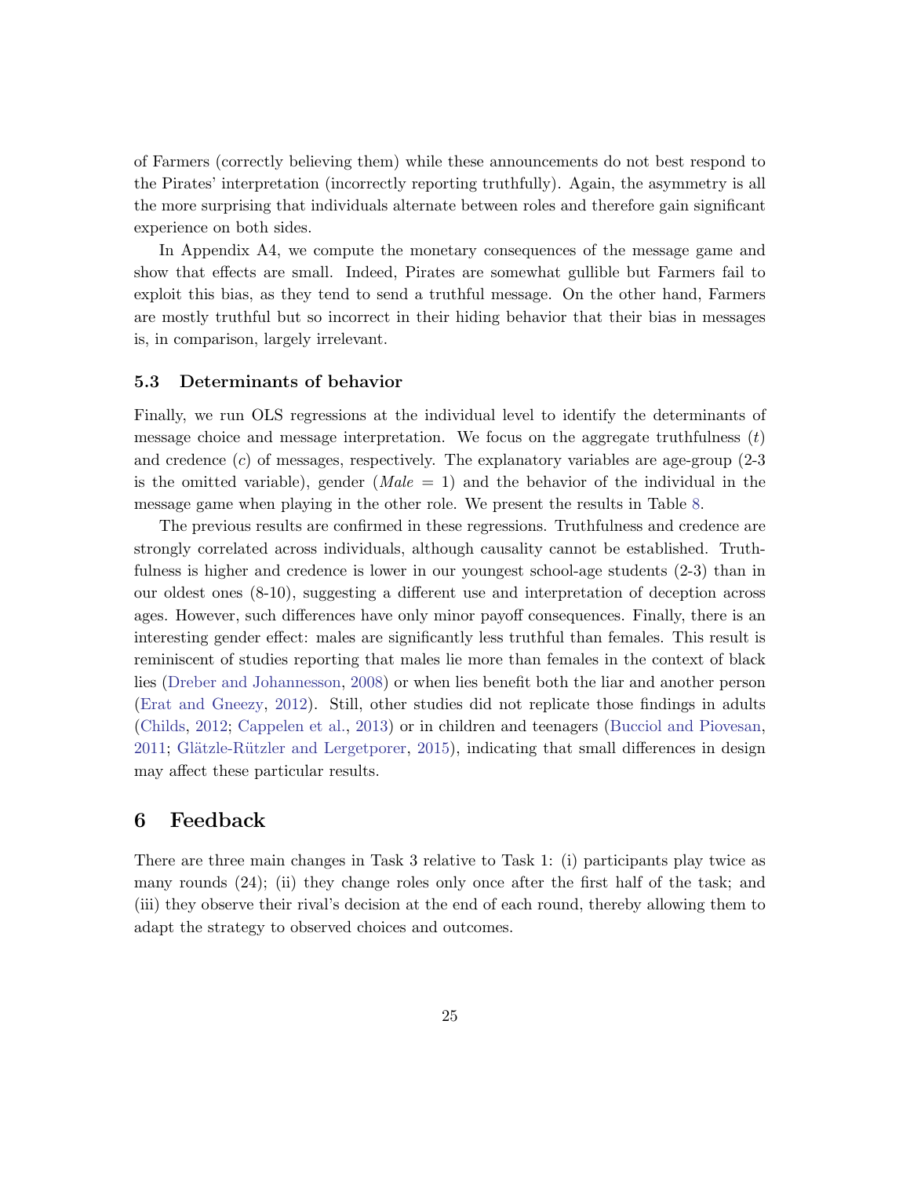of Farmers (correctly believing them) while these announcements do not best respond to the Pirates' interpretation (incorrectly reporting truthfully). Again, the asymmetry is all the more surprising that individuals alternate between roles and therefore gain significant experience on both sides.

In Appendix A4, we compute the monetary consequences of the message game and show that effects are small. Indeed, Pirates are somewhat gullible but Farmers fail to exploit this bias, as they tend to send a truthful message. On the other hand, Farmers are mostly truthful but so incorrect in their hiding behavior that their bias in messages is, in comparison, largely irrelevant.

### 5.3 Determinants of behavior

Finally, we run OLS regressions at the individual level to identify the determinants of message choice and message interpretation. We focus on the aggregate truthfulness ($t$) and credence ($c$) of messages, respectively. The explanatory variables are age-group (2-3 is the omitted variable), gender (*Male* = 1) and the behavior of the individual in the message game when playing in the other role. We present the results in Table 8.

The previous results are confirmed in these regressions. Truthfulness and credence are strongly correlated across individuals, although causality cannot be established. Truthfulness is higher and credence is lower in our youngest school-age students (2-3) than in our oldest ones (8-10), suggesting a different use and interpretation of deception across ages. However, such differences have only minor payoff consequences. Finally, there is an interesting gender effect: males are significantly less truthful than females. This result is reminiscent of studies reporting that males lie more than females in the context of black lies (Dreber and Johannesson, 2008) or when lies benefit both the liar and another person (Erat and Gneezy, 2012). Still, other studies did not replicate those findings in adults (Childs, 2012; Cappelen et al., 2013) or in children and teenagers (Bucciol and Piovesan, 2011; Glätzle-Rützler and Lergetporer, 2015), indicating that small differences in design may affect these particular results.

## 6 Feedback

There are three main changes in Task 3 relative to Task 1: (i) participants play twice as many rounds (24); (ii) they change roles only once after the first half of the task; and (iii) they observe their rival's decision at the end of each round, thereby allowing them to adapt the strategy to observed choices and outcomes.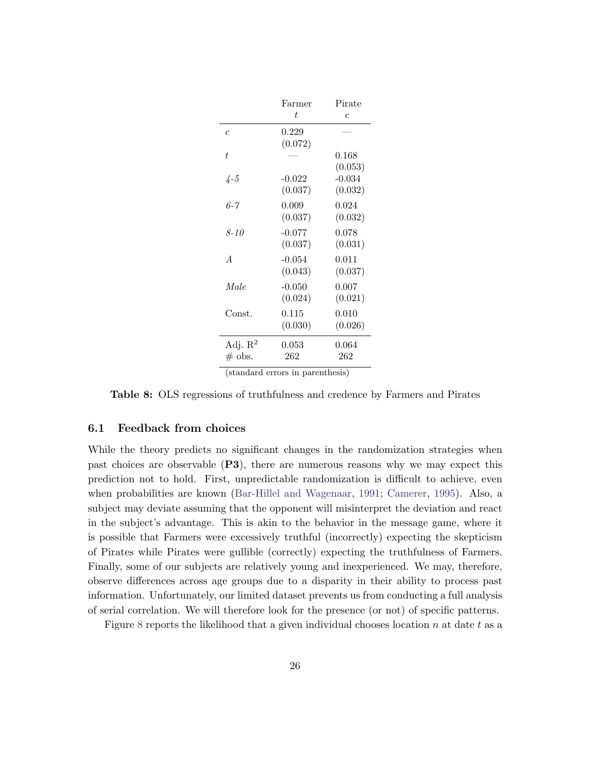| | Farmer | Pirate |
|---|---|---|
| | $t$ | $c$ |
| $c$ | 0.229 | — |
| | (0.072) | |
| $t$ | — | 0.168 |
| | | (0.053) |
| *4-5* | -0.022 | -0.034 |
| | (0.037) | (0.032) |
| *6-7* | 0.009 | 0.024 |
| | (0.037) | (0.032) |
| *8-10* | -0.077 | 0.078 |
| | (0.037) | (0.031) |
| *A* | -0.054 | 0.011 |
| | (0.043) | (0.037) |
| *Male* | -0.050 | 0.007 |
| | (0.024) | (0.021) |
| Const. | 0.115 | 0.010 |
| | (0.030) | (0.026) |
| Adj. $R^2$ | 0.053 | 0.064 |
| # obs. | 262 | 262 |

(standard errors in parenthesis)

**Table 8:** OLS regressions of truthfulness and credence by Farmers and Pirates

### 6.1 Feedback from choices

While the theory predicts no significant changes in the randomization strategies when past choices are observable (**P3**), there are numerous reasons why we may expect this prediction not to hold. First, unpredictable randomization is difficult to achieve, even when probabilities are known (Bar-Hillel and Wagenaar, 1991; Camerer, 1995). Also, a subject may deviate assuming that the opponent will misinterpret the deviation and react in the subject's advantage. This is akin to the behavior in the message game, where it is possible that Farmers were excessively truthful (incorrectly) expecting the skepticism of Pirates while Pirates were gullible (correctly) expecting the truthfulness of Farmers. Finally, some of our subjects are relatively young and inexperienced. We may, therefore, observe differences across age groups due to a disparity in their ability to process past information. Unfortunately, our limited dataset prevents us from conducting a full analysis of serial correlation. We will therefore look for the presence (or not) of specific patterns.

Figure 8 reports the likelihood that a given individual chooses location $n$ at date $t$ as a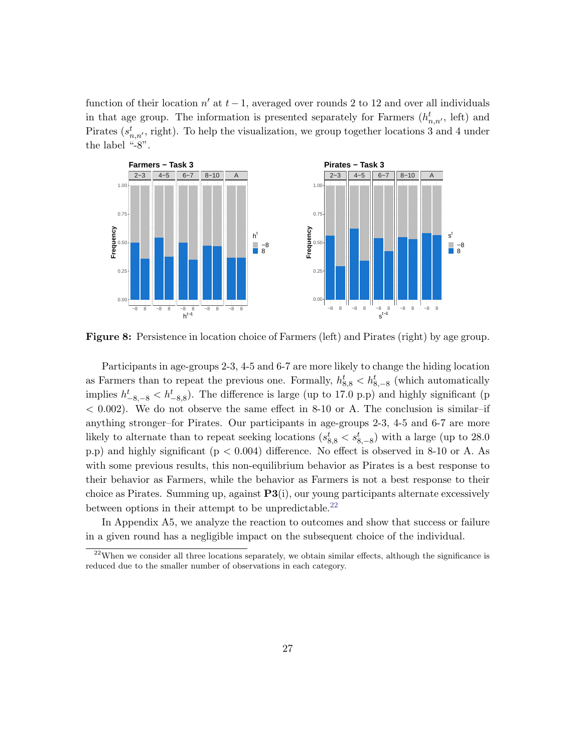function of their location $n'$ at $t-1$, averaged over rounds 2 to 12 and over all individuals in that age group. The information is presented separately for Farmers ($h^t_{n,n'}$, left) and Pirates ($s^t_{n,n'}$, right). To help the visualization, we group together locations 3 and 4 under the label "-8".

**Figure 8:** Persistence in location choice of Farmers (left) and Pirates (right) by age group.

Participants in age-groups 2-3, 4-5 and 6-7 are more likely to change the hiding location as Farmers than to repeat the previous one. Formally, $h^t_{8,8} < h^t_{8,-8}$ (which automatically implies $h^t_{-8,-8} < h^t_{-8,8}$). The difference is large (up to 17.0 p.p) and highly significant ($p < 0.002$). We do not observe the same effect in 8-10 or A. The conclusion is similar–if anything stronger–for Pirates. Our participants in age-groups 2-3, 4-5 and 6-7 are more likely to alternate than to repeat seeking locations ($s^t_{8,8} < s^t_{8,-8}$) with a large (up to 28.0 p.p) and highly significant ($p < 0.004$) difference. No effect is observed in 8-10 or A. As with some previous results, this non-equilibrium behavior as Pirates is a best response to their behavior as Farmers, while the behavior as Farmers is not a best response to their choice as Pirates. Summing up, against **P3**(i), our young participants alternate excessively between options in their attempt to be unpredictable.[22]

In Appendix A5, we analyze the reaction to outcomes and show that success or failure in a given round has a negligible impact on the subsequent choice of the individual.

[22] When we consider all three locations separately, we obtain similar effects, although the significance is reduced due to the smaller number of observations in each category.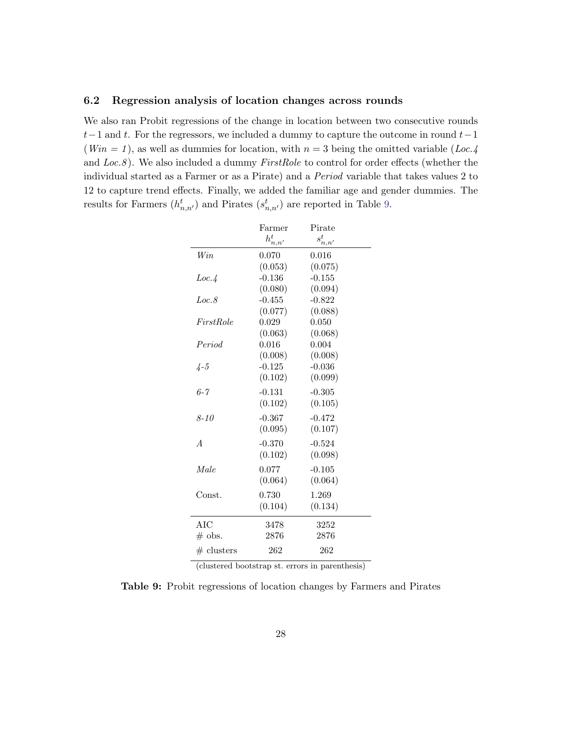### 6.2 Regression analysis of location changes across rounds

We also ran Probit regressions of the change in location between two consecutive rounds $t-1$ and $t$. For the regressors, we included a dummy to capture the outcome in round $t-1$ (*Win = 1*), as well as dummies for location, with $n = 3$ being the omitted variable (*Loc.4* and *Loc.8*). We also included a dummy *FirstRole* to control for order effects (whether the individual started as a Farmer or as a Pirate) and a *Period* variable that takes values 2 to 12 to capture trend effects. Finally, we added the familiar age and gender dummies. The results for Farmers ($h^t_{n,n'}$) and Pirates ($s^t_{n,n'}$) are reported in Table 9.

| | Farmer $h^t_{n,n'}$ | Pirate $s^t_{n,n'}$ |
|---|---|---|
| *Win* | 0.070 | 0.016 |
| | (0.053) | (0.075) |
| *Loc.4* | -0.136 | -0.155 |
| | (0.080) | (0.094) |
| *Loc.8* | -0.455 | -0.822 |
| | (0.077) | (0.088) |
| *FirstRole* | 0.029 | 0.050 |
| | (0.063) | (0.068) |
| *Period* | 0.016 | 0.004 |
| | (0.008) | (0.008) |
| *4-5* | -0.125 | -0.036 |
| | (0.102) | (0.099) |
| *6-7* | -0.131 | -0.305 |
| | (0.102) | (0.105) |
| *8-10* | -0.367 | -0.472 |
| | (0.095) | (0.107) |
| *A* | -0.370 | -0.524 |
| | (0.102) | (0.098) |
| *Male* | 0.077 | -0.105 |
| | (0.064) | (0.064) |
| Const. | 0.730 | 1.269 |
| | (0.104) | (0.134) |
| AIC | 3478 | 3252 |
| # obs. | 2876 | 2876 |
| # clusters | 262 | 262 |

(clustered bootstrap st. errors in parenthesis)

**Table 9:** Probit regressions of location changes by Farmers and Pirates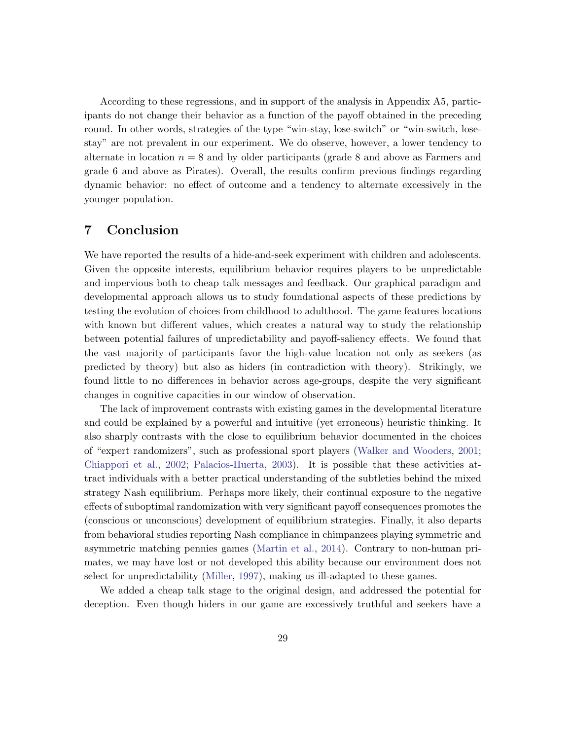According to these regressions, and in support of the analysis in Appendix A5, participants do not change their behavior as a function of the payoff obtained in the preceding round. In other words, strategies of the type "win-stay, lose-switch" or "win-switch, lose-stay" are not prevalent in our experiment. We do observe, however, a lower tendency to alternate in location $n = 8$ and by older participants (grade 8 and above as Farmers and grade 6 and above as Pirates). Overall, the results confirm previous findings regarding dynamic behavior: no effect of outcome and a tendency to alternate excessively in the younger population.

# 7 Conclusion

We have reported the results of a hide-and-seek experiment with children and adolescents. Given the opposite interests, equilibrium behavior requires players to be unpredictable and impervious both to cheap talk messages and feedback. Our graphical paradigm and developmental approach allows us to study foundational aspects of these predictions by testing the evolution of choices from childhood to adulthood. The game features locations with known but different values, which creates a natural way to study the relationship between potential failures of unpredictability and payoff-saliency effects. We found that the vast majority of participants favor the high-value location not only as seekers (as predicted by theory) but also as hiders (in contradiction with theory). Strikingly, we found little to no differences in behavior across age-groups, despite the very significant changes in cognitive capacities in our window of observation.

The lack of improvement contrasts with existing games in the developmental literature and could be explained by a powerful and intuitive (yet erroneous) heuristic thinking. It also sharply contrasts with the close to equilibrium behavior documented in the choices of "expert randomizers", such as professional sport players (Walker and Wooders, 2001; Chiappori et al., 2002; Palacios-Huerta, 2003). It is possible that these activities attract individuals with a better practical understanding of the subtleties behind the mixed strategy Nash equilibrium. Perhaps more likely, their continual exposure to the negative effects of suboptimal randomization with very significant payoff consequences promotes the (conscious or unconscious) development of equilibrium strategies. Finally, it also departs from behavioral studies reporting Nash compliance in chimpanzees playing symmetric and asymmetric matching pennies games (Martin et al., 2014). Contrary to non-human primates, we may have lost or not developed this ability because our environment does not select for unpredictability (Miller, 1997), making us ill-adapted to these games.

We added a cheap talk stage to the original design, and addressed the potential for deception. Even though hiders in our game are excessively truthful and seekers have a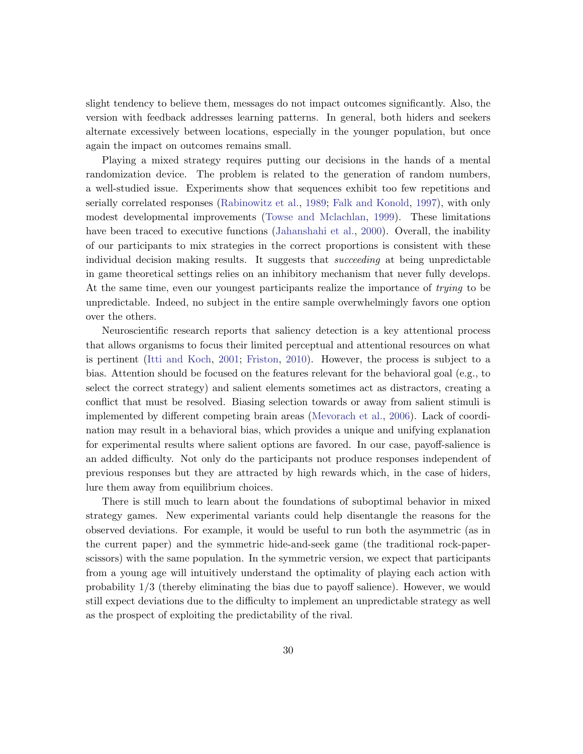slight tendency to believe them, messages do not impact outcomes significantly. Also, the version with feedback addresses learning patterns. In general, both hiders and seekers alternate excessively between locations, especially in the younger population, but once again the impact on outcomes remains small.

Playing a mixed strategy requires putting our decisions in the hands of a mental randomization device. The problem is related to the generation of random numbers, a well-studied issue. Experiments show that sequences exhibit too few repetitions and serially correlated responses (Rabinowitz et al., 1989; Falk and Konold, 1997), with only modest developmental improvements (Towse and Mclachlan, 1999). These limitations have been traced to executive functions (Jahanshahi et al., 2000). Overall, the inability of our participants to mix strategies in the correct proportions is consistent with these individual decision making results. It suggests that *succeeding* at being unpredictable in game theoretical settings relies on an inhibitory mechanism that never fully develops. At the same time, even our youngest participants realize the importance of *trying* to be unpredictable. Indeed, no subject in the entire sample overwhelmingly favors one option over the others.

Neuroscientific research reports that saliency detection is a key attentional process that allows organisms to focus their limited perceptual and attentional resources on what is pertinent (Itti and Koch, 2001; Friston, 2010). However, the process is subject to a bias. Attention should be focused on the features relevant for the behavioral goal (e.g., to select the correct strategy) and salient elements sometimes act as distractors, creating a conflict that must be resolved. Biasing selection towards or away from salient stimuli is implemented by different competing brain areas (Mevorach et al., 2006). Lack of coordination may result in a behavioral bias, which provides a unique and unifying explanation for experimental results where salient options are favored. In our case, payoff-salience is an added difficulty. Not only do the participants not produce responses independent of previous responses but they are attracted by high rewards which, in the case of hiders, lure them away from equilibrium choices.

There is still much to learn about the foundations of suboptimal behavior in mixed strategy games. New experimental variants could help disentangle the reasons for the observed deviations. For example, it would be useful to run both the asymmetric (as in the current paper) and the symmetric hide-and-seek game (the traditional rock-paper-scissors) with the same population. In the symmetric version, we expect that participants from a young age will intuitively understand the optimality of playing each action with probability 1/3 (thereby eliminating the bias due to payoff salience). However, we would still expect deviations due to the difficulty to implement an unpredictable strategy as well as the prospect of exploiting the predictability of the rival.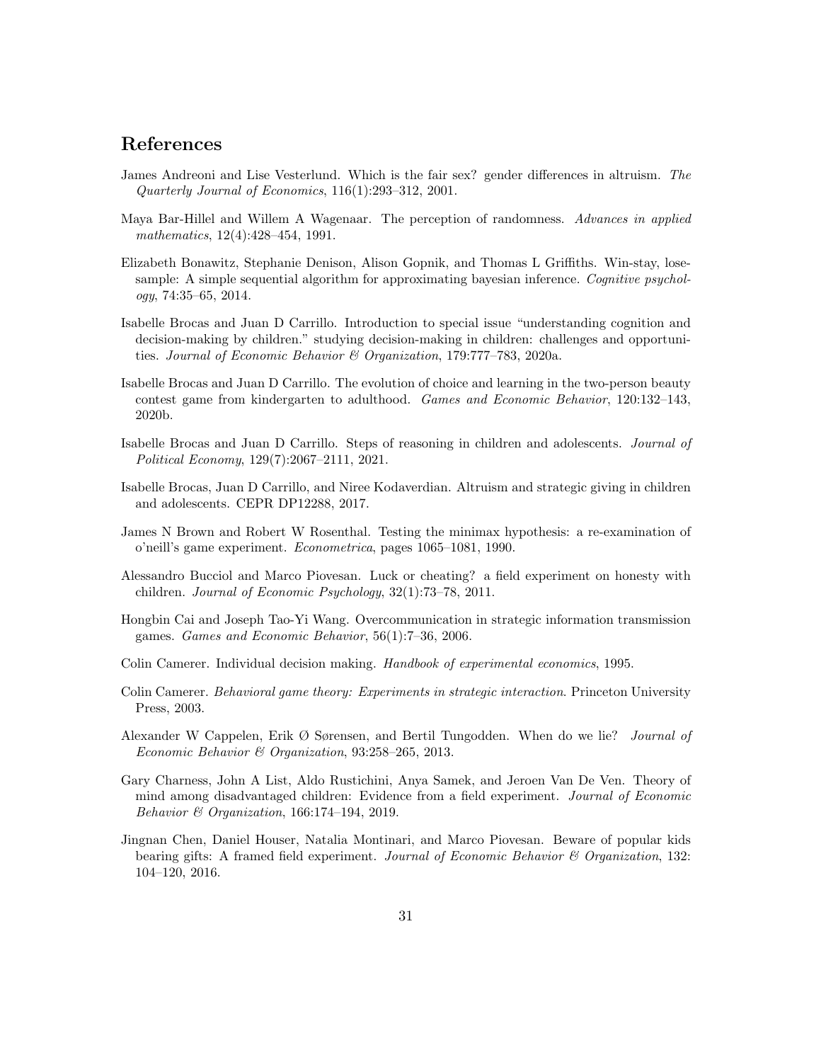## References

James Andreoni and Lise Vesterlund. Which is the fair sex? gender differences in altruism. *The Quarterly Journal of Economics*, 116(1):293–312, 2001.

Maya Bar-Hillel and Willem A Wagenaar. The perception of randomness. *Advances in applied mathematics*, 12(4):428–454, 1991.

Elizabeth Bonawitz, Stephanie Denison, Alison Gopnik, and Thomas L Griffiths. Win-stay, lose-sample: A simple sequential algorithm for approximating bayesian inference. *Cognitive psychology*, 74:35–65, 2014.

Isabelle Brocas and Juan D Carrillo. Introduction to special issue "understanding cognition and decision-making by children." studying decision-making in children: challenges and opportunities. *Journal of Economic Behavior & Organization*, 179:777–783, 2020a.

Isabelle Brocas and Juan D Carrillo. The evolution of choice and learning in the two-person beauty contest game from kindergarten to adulthood. *Games and Economic Behavior*, 120:132–143, 2020b.

Isabelle Brocas and Juan D Carrillo. Steps of reasoning in children and adolescents. *Journal of Political Economy*, 129(7):2067–2111, 2021.

Isabelle Brocas, Juan D Carrillo, and Niree Kodaverdian. Altruism and strategic giving in children and adolescents. CEPR DP12288, 2017.

James N Brown and Robert W Rosenthal. Testing the minimax hypothesis: a re-examination of o'neill's game experiment. *Econometrica*, pages 1065–1081, 1990.

Alessandro Bucciol and Marco Piovesan. Luck or cheating? a field experiment on honesty with children. *Journal of Economic Psychology*, 32(1):73–78, 2011.

Hongbin Cai and Joseph Tao-Yi Wang. Overcommunication in strategic information transmission games. *Games and Economic Behavior*, 56(1):7–36, 2006.

Colin Camerer. Individual decision making. *Handbook of experimental economics*, 1995.

Colin Camerer. *Behavioral game theory: Experiments in strategic interaction*. Princeton University Press, 2003.

Alexander W Cappelen, Erik Ø Sørensen, and Bertil Tungodden. When do we lie? *Journal of Economic Behavior & Organization*, 93:258–265, 2013.

Gary Charness, John A List, Aldo Rustichini, Anya Samek, and Jeroen Van De Ven. Theory of mind among disadvantaged children: Evidence from a field experiment. *Journal of Economic Behavior & Organization*, 166:174–194, 2019.

Jingnan Chen, Daniel Houser, Natalia Montinari, and Marco Piovesan. Beware of popular kids bearing gifts: A framed field experiment. *Journal of Economic Behavior & Organization*, 132: 104–120, 2016.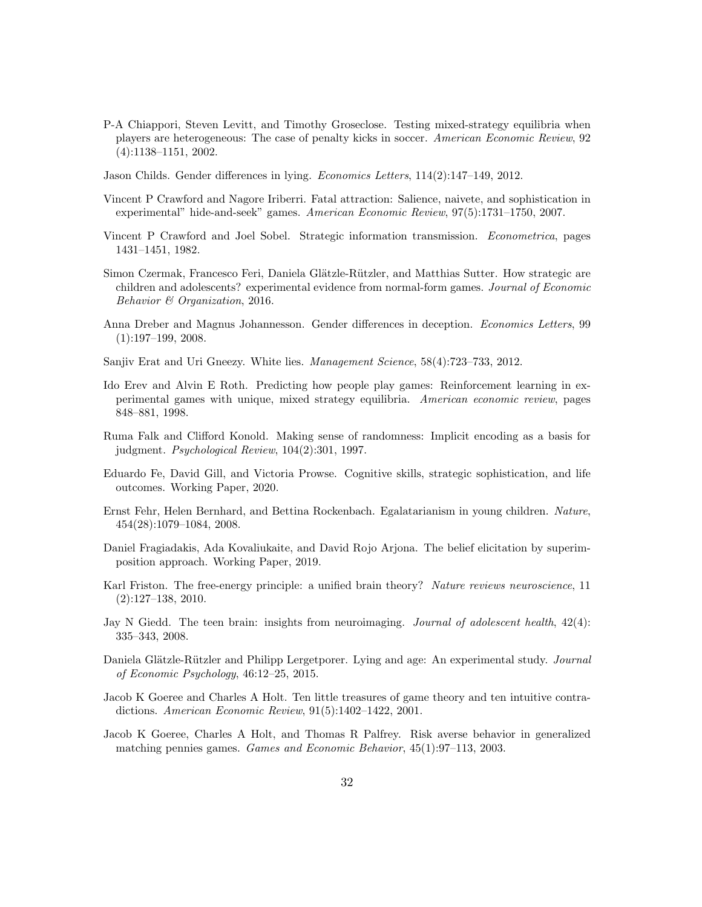P-A Chiappori, Steven Levitt, and Timothy Groseclose. Testing mixed-strategy equilibria when players are heterogeneous: The case of penalty kicks in soccer. *American Economic Review*, 92 (4):1138–1151, 2002.

Jason Childs. Gender differences in lying. *Economics Letters*, 114(2):147–149, 2012.

Vincent P Crawford and Nagore Iriberri. Fatal attraction: Salience, naivete, and sophistication in experimental" hide-and-seek" games. *American Economic Review*, 97(5):1731–1750, 2007.

Vincent P Crawford and Joel Sobel. Strategic information transmission. *Econometrica*, pages 1431–1451, 1982.

Simon Czermak, Francesco Feri, Daniela Glätzle-Rützler, and Matthias Sutter. How strategic are children and adolescents? experimental evidence from normal-form games. *Journal of Economic Behavior & Organization*, 2016.

Anna Dreber and Magnus Johannesson. Gender differences in deception. *Economics Letters*, 99 (1):197–199, 2008.

Sanjiv Erat and Uri Gneezy. White lies. *Management Science*, 58(4):723–733, 2012.

Ido Erev and Alvin E Roth. Predicting how people play games: Reinforcement learning in experimental games with unique, mixed strategy equilibria. *American economic review*, pages 848–881, 1998.

Ruma Falk and Clifford Konold. Making sense of randomness: Implicit encoding as a basis for judgment. *Psychological Review*, 104(2):301, 1997.

Eduardo Fe, David Gill, and Victoria Prowse. Cognitive skills, strategic sophistication, and life outcomes. Working Paper, 2020.

Ernst Fehr, Helen Bernhard, and Bettina Rockenbach. Egalatarianism in young children. *Nature*, 454(28):1079–1084, 2008.

Daniel Fragiadakis, Ada Kovaliukaite, and David Rojo Arjona. The belief elicitation by superimposition approach. Working Paper, 2019.

Karl Friston. The free-energy principle: a unified brain theory? *Nature reviews neuroscience*, 11 (2):127–138, 2010.

Jay N Giedd. The teen brain: insights from neuroimaging. *Journal of adolescent health*, 42(4): 335–343, 2008.

Daniela Glätzle-Rützler and Philipp Lergetporer. Lying and age: An experimental study. *Journal of Economic Psychology*, 46:12–25, 2015.

Jacob K Goeree and Charles A Holt. Ten little treasures of game theory and ten intuitive contradictions. *American Economic Review*, 91(5):1402–1422, 2001.

Jacob K Goeree, Charles A Holt, and Thomas R Palfrey. Risk averse behavior in generalized matching pennies games. *Games and Economic Behavior*, 45(1):97–113, 2003.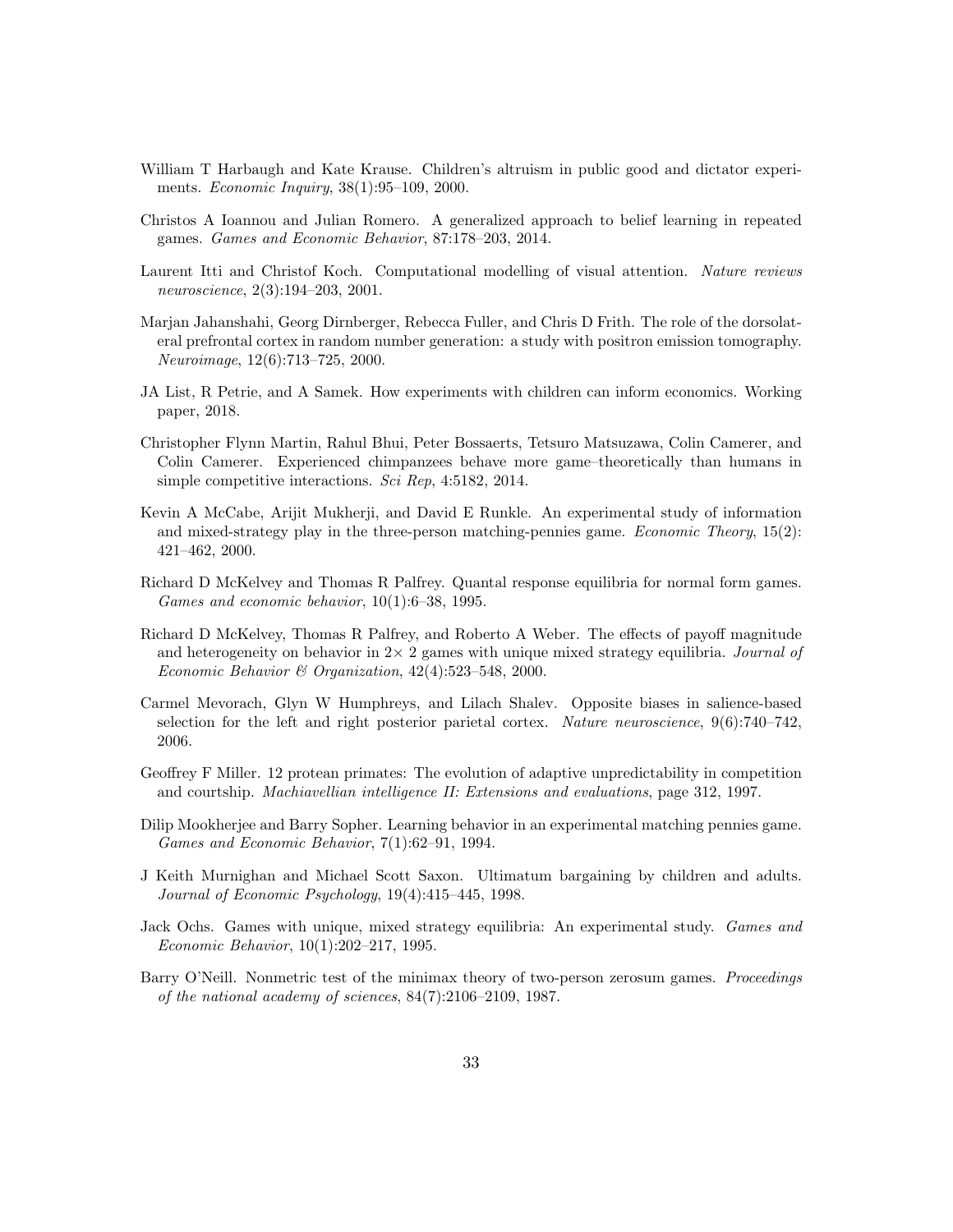William T Harbaugh and Kate Krause. Children's altruism in public good and dictator experiments. *Economic Inquiry*, 38(1):95–109, 2000.

Christos A Ioannou and Julian Romero. A generalized approach to belief learning in repeated games. *Games and Economic Behavior*, 87:178–203, 2014.

Laurent Itti and Christof Koch. Computational modelling of visual attention. *Nature reviews neuroscience*, 2(3):194–203, 2001.

Marjan Jahanshahi, Georg Dirnberger, Rebecca Fuller, and Chris D Frith. The role of the dorsolateral prefrontal cortex in random number generation: a study with positron emission tomography. *Neuroimage*, 12(6):713–725, 2000.

JA List, R Petrie, and A Samek. How experiments with children can inform economics. Working paper, 2018.

Christopher Flynn Martin, Rahul Bhui, Peter Bossaerts, Tetsuro Matsuzawa, Colin Camerer, and Colin Camerer. Experienced chimpanzees behave more game–theoretically than humans in simple competitive interactions. *Sci Rep*, 4:5182, 2014.

Kevin A McCabe, Arijit Mukherji, and David E Runkle. An experimental study of information and mixed-strategy play in the three-person matching-pennies game. *Economic Theory*, 15(2): 421–462, 2000.

Richard D McKelvey and Thomas R Palfrey. Quantal response equilibria for normal form games. *Games and economic behavior*, 10(1):6–38, 1995.

Richard D McKelvey, Thomas R Palfrey, and Roberto A Weber. The effects of payoff magnitude and heterogeneity on behavior in 2× 2 games with unique mixed strategy equilibria. *Journal of Economic Behavior & Organization*, 42(4):523–548, 2000.

Carmel Mevorach, Glyn W Humphreys, and Lilach Shalev. Opposite biases in salience-based selection for the left and right posterior parietal cortex. *Nature neuroscience*, 9(6):740–742, 2006.

Geoffrey F Miller. 12 protean primates: The evolution of adaptive unpredictability in competition and courtship. *Machiavellian intelligence II: Extensions and evaluations*, page 312, 1997.

Dilip Mookherjee and Barry Sopher. Learning behavior in an experimental matching pennies game. *Games and Economic Behavior*, 7(1):62–91, 1994.

J Keith Murnighan and Michael Scott Saxon. Ultimatum bargaining by children and adults. *Journal of Economic Psychology*, 19(4):415–445, 1998.

Jack Ochs. Games with unique, mixed strategy equilibria: An experimental study. *Games and Economic Behavior*, 10(1):202–217, 1995.

Barry O'Neill. Nonmetric test of the minimax theory of two-person zerosum games. *Proceedings of the national academy of sciences*, 84(7):2106–2109, 1987.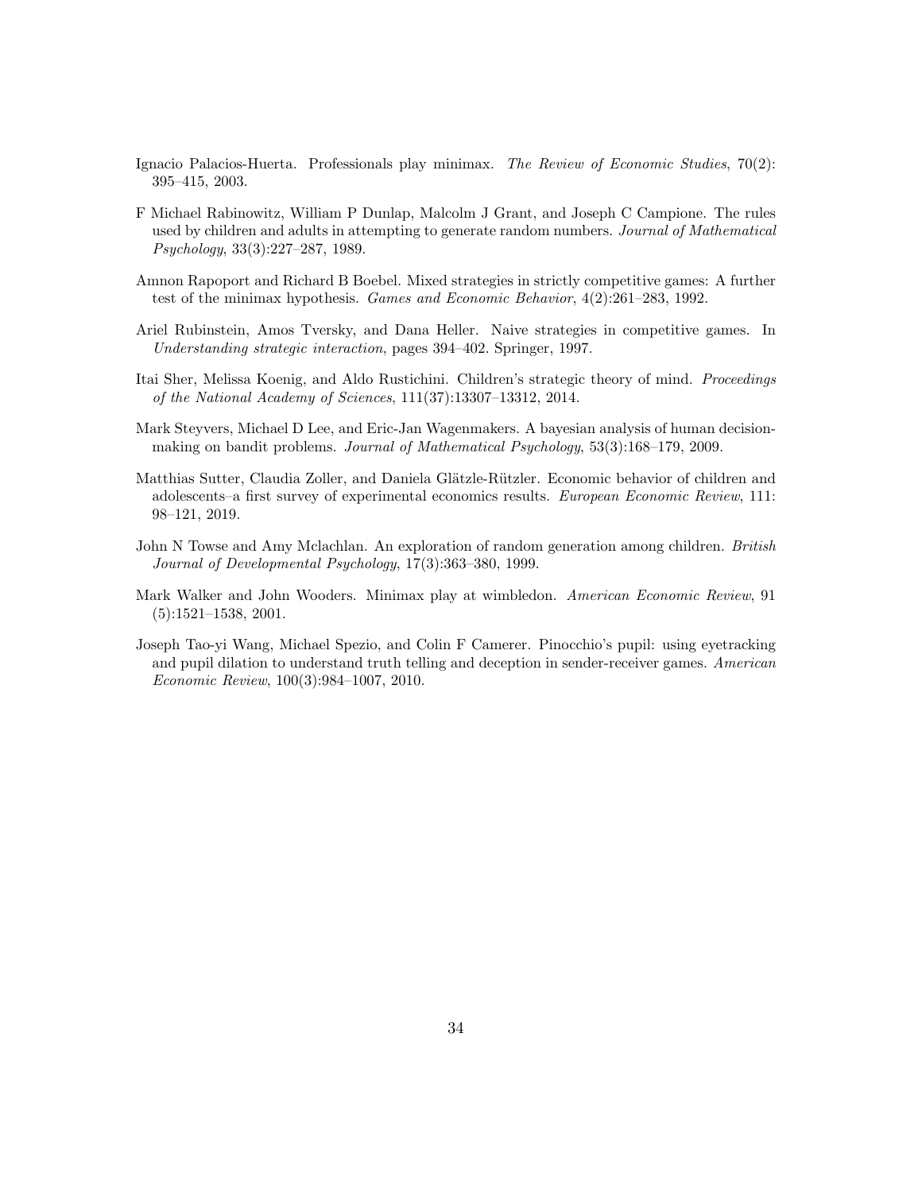Ignacio Palacios-Huerta. Professionals play minimax. *The Review of Economic Studies*, 70(2): 395–415, 2003.

F Michael Rabinowitz, William P Dunlap, Malcolm J Grant, and Joseph C Campione. The rules used by children and adults in attempting to generate random numbers. *Journal of Mathematical Psychology*, 33(3):227–287, 1989.

Amnon Rapoport and Richard B Boebel. Mixed strategies in strictly competitive games: A further test of the minimax hypothesis. *Games and Economic Behavior*, 4(2):261–283, 1992.

Ariel Rubinstein, Amos Tversky, and Dana Heller. Naive strategies in competitive games. In *Understanding strategic interaction*, pages 394–402. Springer, 1997.

Itai Sher, Melissa Koenig, and Aldo Rustichini. Children's strategic theory of mind. *Proceedings of the National Academy of Sciences*, 111(37):13307–13312, 2014.

Mark Steyvers, Michael D Lee, and Eric-Jan Wagenmakers. A bayesian analysis of human decision-making on bandit problems. *Journal of Mathematical Psychology*, 53(3):168–179, 2009.

Matthias Sutter, Claudia Zoller, and Daniela Glätzle-Rützler. Economic behavior of children and adolescents–a first survey of experimental economics results. *European Economic Review*, 111: 98–121, 2019.

John N Towse and Amy Mclachlan. An exploration of random generation among children. *British Journal of Developmental Psychology*, 17(3):363–380, 1999.

Mark Walker and John Wooders. Minimax play at wimbledon. *American Economic Review*, 91 (5):1521–1538, 2001.

Joseph Tao-yi Wang, Michael Spezio, and Colin F Camerer. Pinocchio's pupil: using eyetracking and pupil dilation to understand truth telling and deception in sender-receiver games. *American Economic Review*, 100(3):984–1007, 2010.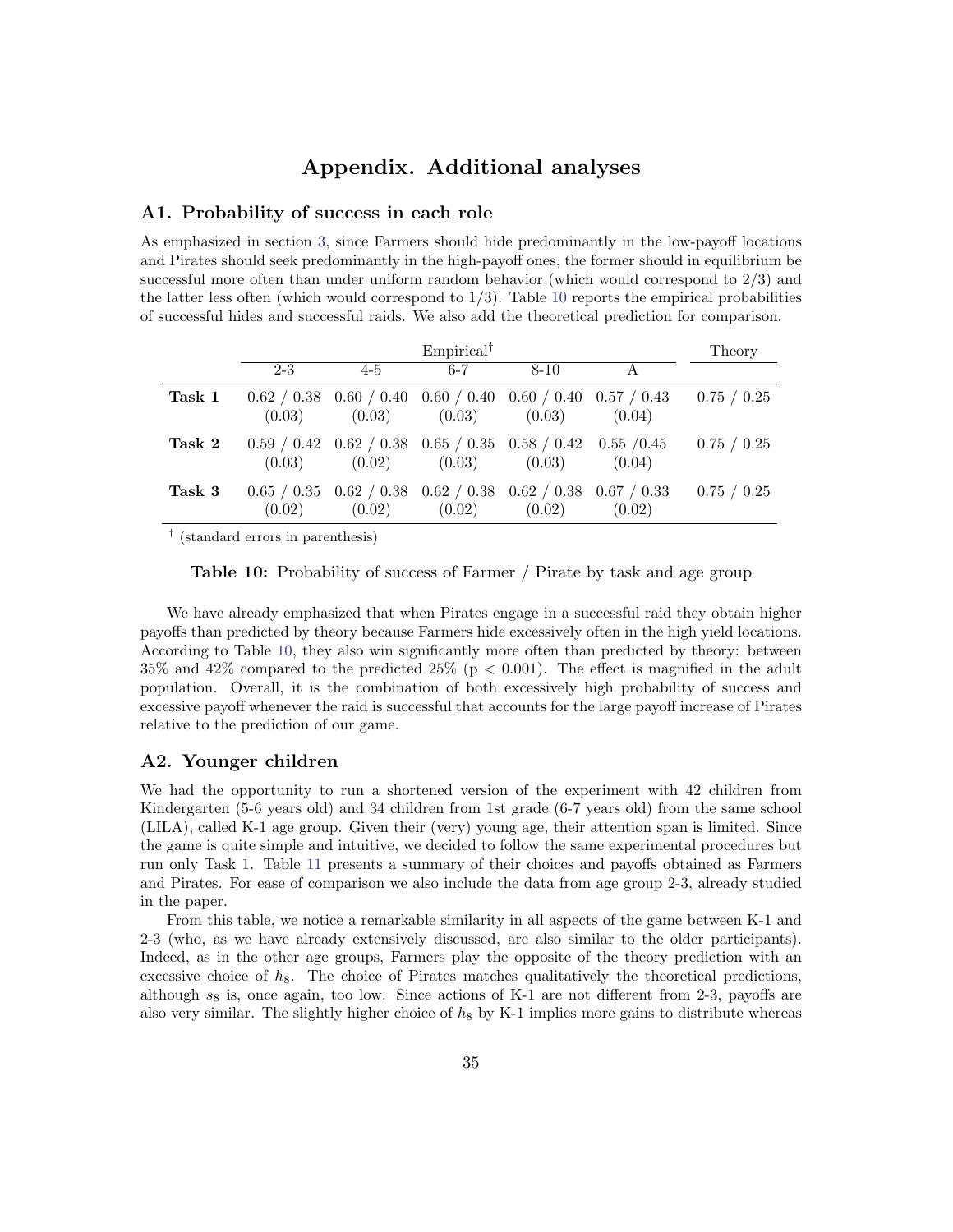# Appendix. Additional analyses

## A1. Probability of success in each role

As emphasized in section 3, since Farmers should hide predominantly in the low-payoff locations and Pirates should seek predominantly in the high-payoff ones, the former should in equilibrium be successful more often than under uniform random behavior (which would correspond to 2/3) and the latter less often (which would correspond to 1/3). Table 10 reports the empirical probabilities of successful hides and successful raids. We also add the theoretical prediction for comparison.

| | Empirical† | | | | | Theory |
|---|---|---|---|---|---|---|
| | 2-3 | 4-5 | 6-7 | 8-10 | A | |
| **Task 1** | 0.62 / 0.38 (0.03) | 0.60 / 0.40 (0.03) | 0.60 / 0.40 (0.03) | 0.60 / 0.40 (0.03) | 0.57 / 0.43 (0.04) | 0.75 / 0.25 |
| **Task 2** | 0.59 / 0.42 (0.03) | 0.62 / 0.38 (0.02) | 0.65 / 0.35 (0.03) | 0.58 / 0.42 (0.03) | 0.55 /0.45 (0.04) | 0.75 / 0.25 |
| **Task 3** | 0.65 / 0.35 (0.02) | 0.62 / 0.38 (0.02) | 0.62 / 0.38 (0.02) | 0.62 / 0.38 (0.02) | 0.67 / 0.33 (0.02) | 0.75 / 0.25 |

† (standard errors in parenthesis)

**Table 10:** Probability of success of Farmer / Pirate by task and age group

We have already emphasized that when Pirates engage in a successful raid they obtain higher payoffs than predicted by theory because Farmers hide excessively often in the high yield locations. According to Table 10, they also win significantly more often than predicted by theory: between 35% and 42% compared to the predicted 25% ($p < 0.001$). The effect is magnified in the adult population. Overall, it is the combination of both excessively high probability of success and excessive payoff whenever the raid is successful that accounts for the large payoff increase of Pirates relative to the prediction of our game.

## A2. Younger children

We had the opportunity to run a shortened version of the experiment with 42 children from Kindergarten (5-6 years old) and 34 children from 1st grade (6-7 years old) from the same school (LILA), called K-1 age group. Given their (very) young age, their attention span is limited. Since the game is quite simple and intuitive, we decided to follow the same experimental procedures but run only Task 1. Table 11 presents a summary of their choices and payoffs obtained as Farmers and Pirates. For ease of comparison we also include the data from age group 2-3, already studied in the paper.

From this table, we notice a remarkable similarity in all aspects of the game between K-1 and 2-3 (who, as we have already extensively discussed, are also similar to the older participants). Indeed, as in the other age groups, Farmers play the opposite of the theory prediction with an excessive choice of $h_8$. The choice of Pirates matches qualitatively the theoretical predictions, although $s_8$ is, once again, too low. Since actions of K-1 are not different from 2-3, payoffs are also very similar. The slightly higher choice of $h_8$ by K-1 implies more gains to distribute whereas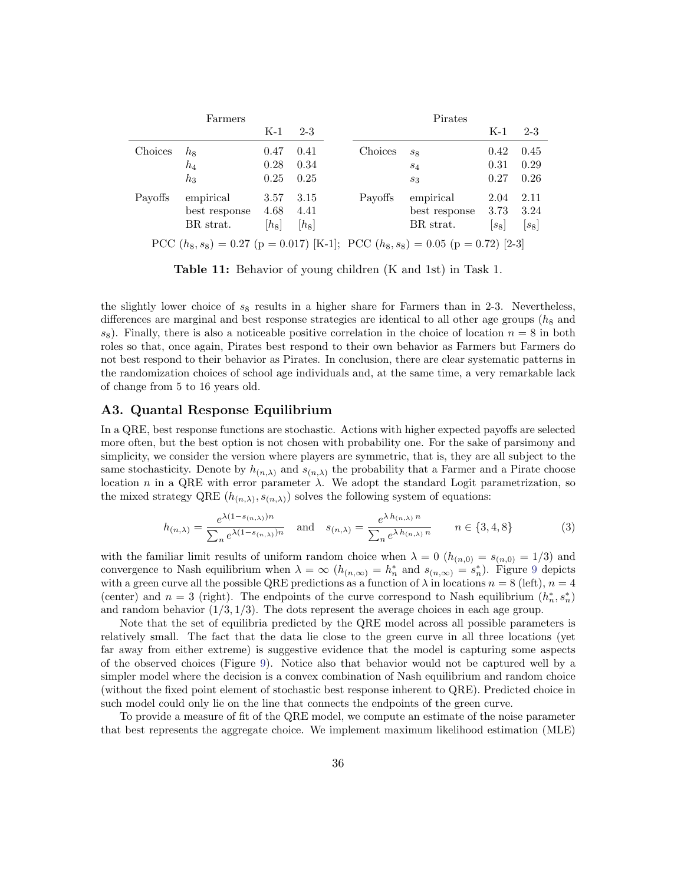| Farmers | | K-1 | 2-3 | | Pirates | | K-1 | 2-3 |
|---|---|---|---|---|---|---|---|---|
| Choices | $h_8$ | 0.47 | 0.41 | | Choices | $s_8$ | 0.42 | 0.45 |
| | $h_4$ | 0.28 | 0.34 | | | $s_4$ | 0.31 | 0.29 |
| | $h_3$ | 0.25 | 0.25 | | | $s_3$ | 0.27 | 0.26 |
| Payoffs | empirical | 3.57 | 3.15 | | Payoffs | empirical | 2.04 | 2.11 |
| | best response | 4.68 | 4.41 | | | best response | 3.73 | 3.24 |
| | BR strat. | $[h_8]$ | $[h_8]$ | | | BR strat. | $[s_8]$ | $[s_8]$ |

PCC $(h_8, s_8) = 0.27$ (p = 0.017) [K-1]; PCC $(h_8, s_8) = 0.05$ (p = 0.72) [2-3]

**Table 11:** Behavior of young children (K and 1st) in Task 1.

the slightly lower choice of $s_8$ results in a higher share for Farmers than in 2-3. Nevertheless, differences are marginal and best response strategies are identical to all other age groups ($h_8$ and $s_8$). Finally, there is also a noticeable positive correlation in the choice of location $n = 8$ in both roles so that, once again, Pirates best respond to their own behavior as Farmers but Farmers do not best respond to their behavior as Pirates. In conclusion, there are clear systematic patterns in the randomization choices of school age individuals and, at the same time, a very remarkable lack of change from 5 to 16 years old.

## A3. Quantal Response Equilibrium

In a QRE, best response functions are stochastic. Actions with higher expected payoffs are selected more often, but the best option is not chosen with probability one. For the sake of parsimony and simplicity, we consider the version where players are symmetric, that is, they are all subject to the same stochasticity. Denote by $h_{(n,\lambda)}$ and $s_{(n,\lambda)}$ the probability that a Farmer and a Pirate choose location $n$ in a QRE with error parameter $\lambda$. We adopt the standard Logit parametrization, so the mixed strategy QRE $(h_{(n,\lambda)}, s_{(n,\lambda)})$ solves the following system of equations:

$$h_{(n,\lambda)} = \frac{e^{\lambda(1-s_{(n,\lambda)})n}}{\sum_n e^{\lambda(1-s_{(n,\lambda)})n}} \quad \text{and} \quad s_{(n,\lambda)} = \frac{e^{\lambda\, h_{(n,\lambda)}\, n}}{\sum_n e^{\lambda\, h_{(n,\lambda)}\, n}} \qquad n \in \{3, 4, 8\} \tag{3}$$

with the familiar limit results of uniform random choice when $\lambda = 0$ ($h_{(n,0)} = s_{(n,0)} = 1/3$) and convergence to Nash equilibrium when $\lambda = \infty$ ($h_{(n,\infty)} = h^*_n$ and $s_{(n,\infty)} = s^*_n$). Figure 9 depicts with a green curve all the possible QRE predictions as a function of $\lambda$ in locations $n = 8$ (left), $n = 4$ (center) and $n = 3$ (right). The endpoints of the curve correspond to Nash equilibrium $(h^*_n, s^*_n)$ and random behavior $(1/3, 1/3)$. The dots represent the average choices in each age group.

Note that the set of equilibria predicted by the QRE model across all possible parameters is relatively small. The fact that the data lie close to the green curve in all three locations (yet far away from either extreme) is suggestive evidence that the model is capturing some aspects of the observed choices (Figure 9). Notice also that behavior would not be captured well by a simpler model where the decision is a convex combination of Nash equilibrium and random choice (without the fixed point element of stochastic best response inherent to QRE). Predicted choice in such model could only lie on the line that connects the endpoints of the green curve.

To provide a measure of fit of the QRE model, we compute an estimate of the noise parameter that best represents the aggregate choice. We implement maximum likelihood estimation (MLE)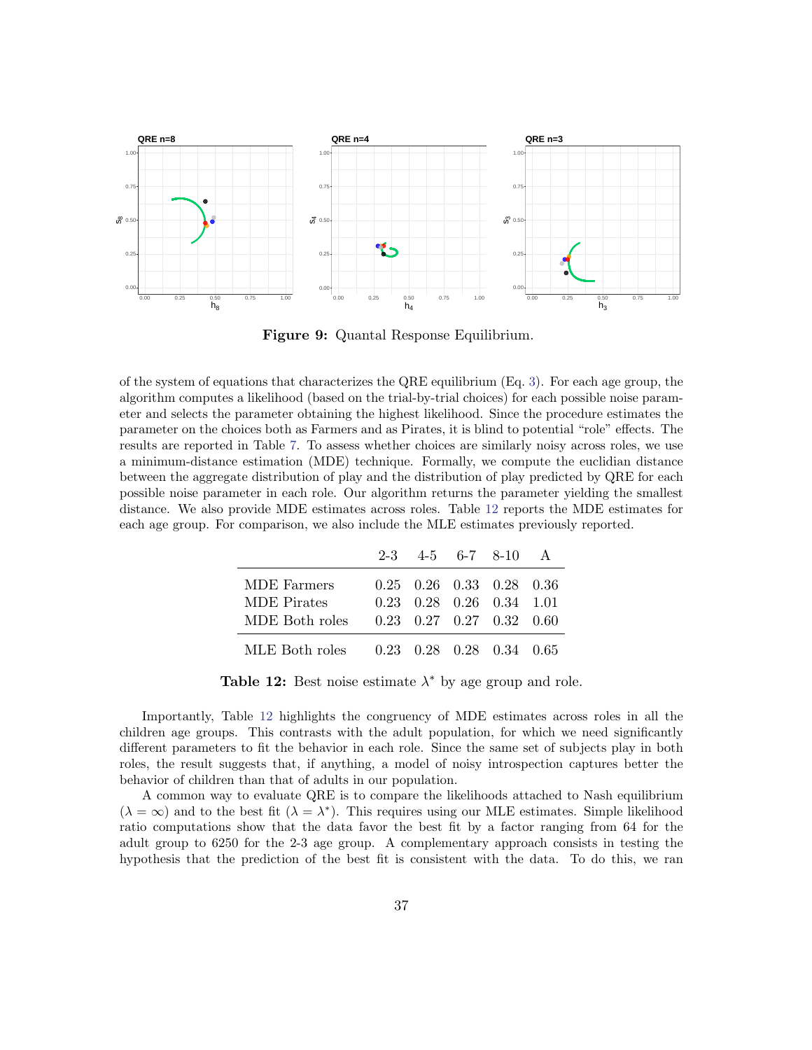**Figure 9:** Quantal Response Equilibrium.

of the system of equations that characterizes the QRE equilibrium (Eq. 3). For each age group, the algorithm computes a likelihood (based on the trial-by-trial choices) for each possible noise parameter and selects the parameter obtaining the highest likelihood. Since the procedure estimates the parameter on the choices both as Farmers and as Pirates, it is blind to potential "role" effects. The results are reported in Table 7. To assess whether choices are similarly noisy across roles, we use a minimum-distance estimation (MDE) technique. Formally, we compute the euclidian distance between the aggregate distribution of play and the distribution of play predicted by QRE for each possible noise parameter in each role. Our algorithm returns the parameter yielding the smallest distance. We also provide MDE estimates across roles. Table 12 reports the MDE estimates for each age group. For comparison, we also include the MLE estimates previously reported.

| | 2-3 | 4-5 | 6-7 | 8-10 | A |
|---|---|---|---|---|---|
| MDE Farmers | 0.25 | 0.26 | 0.33 | 0.28 | 0.36 |
| MDE Pirates | 0.23 | 0.28 | 0.26 | 0.34 | 1.01 |
| MDE Both roles | 0.23 | 0.27 | 0.27 | 0.32 | 0.60 |
| MLE Both roles | 0.23 | 0.28 | 0.28 | 0.34 | 0.65 |

**Table 12:** Best noise estimate $\lambda^*$ by age group and role.

Importantly, Table 12 highlights the congruency of MDE estimates across roles in all the children age groups. This contrasts with the adult population, for which we need significantly different parameters to fit the behavior in each role. Since the same set of subjects play in both roles, the result suggests that, if anything, a model of noisy introspection captures better the behavior of children than that of adults in our population.

A common way to evaluate QRE is to compare the likelihoods attached to Nash equilibrium ($\lambda = \infty$) and to the best fit ($\lambda = \lambda^*$). This requires using our MLE estimates. Simple likelihood ratio computations show that the data favor the best fit by a factor ranging from 64 for the adult group to 6250 for the 2-3 age group. A complementary approach consists in testing the hypothesis that the prediction of the best fit is consistent with the data. To do this, we ran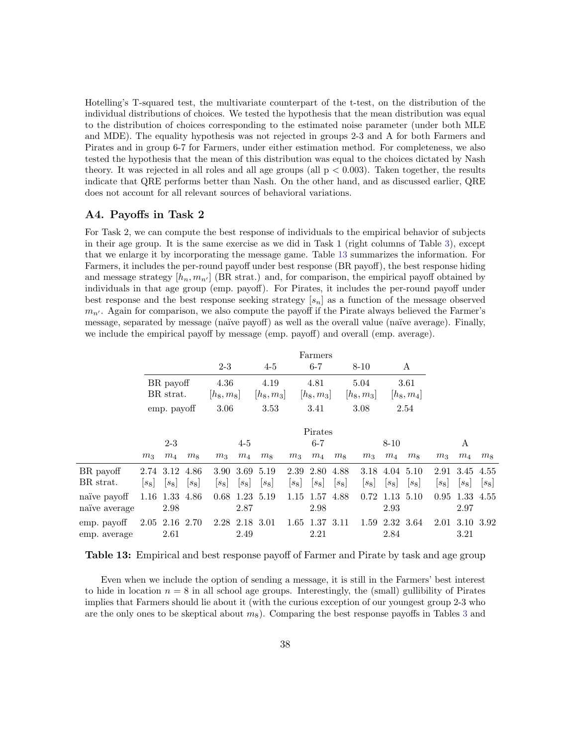Hotelling's T-squared test, the multivariate counterpart of the t-test, on the distribution of the individual distributions of choices. We tested the hypothesis that the mean distribution was equal to the distribution of choices corresponding to the estimated noise parameter (under both MLE and MDE). The equality hypothesis was not rejected in groups 2-3 and A for both Farmers and Pirates and in group 6-7 for Farmers, under either estimation method. For completeness, we also tested the hypothesis that the mean of this distribution was equal to the choices dictated by Nash theory. It was rejected in all roles and all age groups (all $p < 0.003$). Taken together, the results indicate that QRE performs better than Nash. On the other hand, and as discussed earlier, QRE does not account for all relevant sources of behavioral variations.

## A4. Payoffs in Task 2

For Task 2, we can compute the best response of individuals to the empirical behavior of subjects in their age group. It is the same exercise as we did in Task 1 (right columns of Table 3), except that we enlarge it by incorporating the message game. Table 13 summarizes the information. For Farmers, it includes the per-round payoff under best response (BR payoff), the best response hiding and message strategy $[h_n, m_{n'}]$ (BR strat.) and, for comparison, the empirical payoff obtained by individuals in that age group (emp. payoff). For Pirates, it includes the per-round payoff under best response and the best response seeking strategy $[s_n]$ as a function of the message observed $m_{n'}$. Again for comparison, we also compute the payoff if the Pirate always believed the Farmer's message, separated by message (naïve payoff) as well as the overall value (naïve average). Finally, we include the empirical payoff by message (emp. payoff) and overall (emp. average).

| Farmers | 2-3 | 4-5 | 6-7 | 8-10 | A |
|---|---|---|---|---|---|
| BR payoff | 4.36 | 4.19 | 4.81 | 5.04 | 3.61 |
| BR strat. | $[h_8, m_8]$ | $[h_8, m_3]$ | $[h_8, m_3]$ | $[h_8, m_3]$ | $[h_8, m_4]$ |
| emp. payoff | 3.06 | 3.53 | 3.41 | 3.08 | 2.54 |

| Pirates | 2-3 | | | 4-5 | | | 6-7 | | | 8-10 | | | A | | |
|---|---|---|---|---|---|---|---|---|---|---|---|---|---|---|---|
| | $m_3$ | $m_4$ | $m_8$ | $m_3$ | $m_4$ | $m_8$ | $m_3$ | $m_4$ | $m_8$ | $m_3$ | $m_4$ | $m_8$ | $m_3$ | $m_4$ | $m_8$ |
| BR payoff | 2.74 | 3.12 | 4.86 | 3.90 | 3.69 | 5.19 | 2.39 | 2.80 | 4.88 | 3.18 | 4.04 | 5.10 | 2.91 | 3.45 | 4.55 |
| BR strat. | $[s_8]$ | $[s_8]$ | $[s_8]$ | $[s_8]$ | $[s_8]$ | $[s_8]$ | $[s_8]$ | $[s_8]$ | $[s_8]$ | $[s_8]$ | $[s_8]$ | $[s_8]$ | $[s_8]$ | $[s_8]$ | $[s_8]$ |
| naïve payoff | 1.16 | 1.33 | 4.86 | 0.68 | 1.23 | 5.19 | 1.15 | 1.57 | 4.88 | 0.72 | 1.13 | 5.10 | 0.95 | 1.33 | 4.55 |
| naïve average | | 2.98 | | | 2.87 | | | 2.98 | | | 2.93 | | | 2.97 | |
| emp. payoff | 2.05 | 2.16 | 2.70 | 2.28 | 2.18 | 3.01 | 1.65 | 1.37 | 3.11 | 1.59 | 2.32 | 3.64 | 2.01 | 3.10 | 3.92 |
| emp. average | | 2.61 | | | 2.49 | | | 2.21 | | | 2.84 | | | 3.21 | |

**Table 13:** Empirical and best response payoff of Farmer and Pirate by task and age group

Even when we include the option of sending a message, it is still in the Farmers' best interest to hide in location $n = 8$ in all school age groups. Interestingly, the (small) gullibility of Pirates implies that Farmers should lie about it (with the curious exception of our youngest group 2-3 who are the only ones to be skeptical about $m_8$). Comparing the best response payoffs in Tables 3 and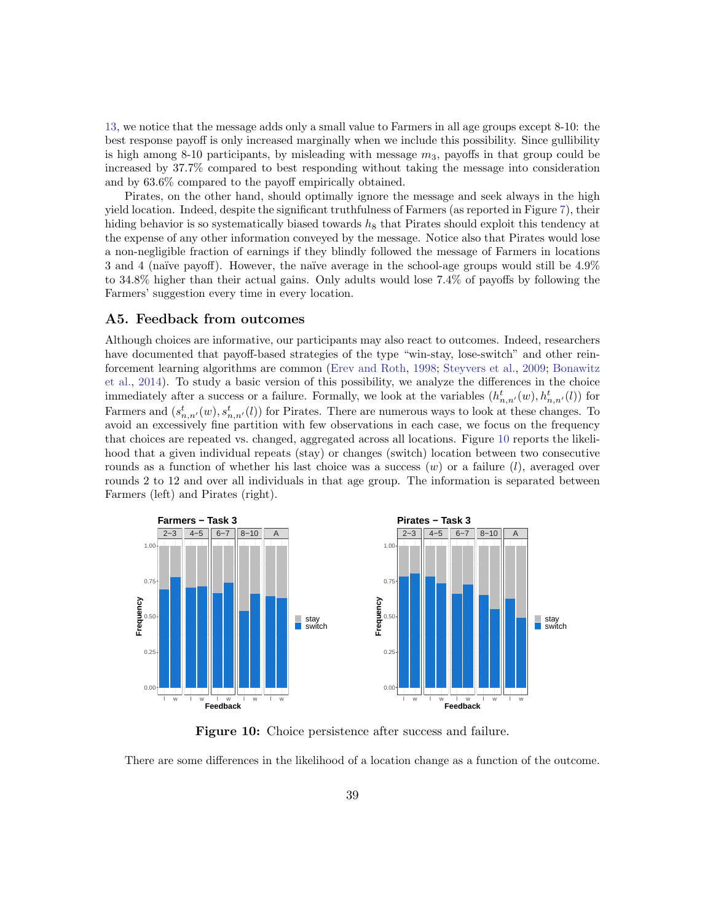13, we notice that the message adds only a small value to Farmers in all age groups except 8-10: the best response payoff is only increased marginally when we include this possibility. Since gullibility is high among 8-10 participants, by misleading with message $m_3$, payoffs in that group could be increased by 37.7% compared to best responding without taking the message into consideration and by 63.6% compared to the payoff empirically obtained.

Pirates, on the other hand, should optimally ignore the message and seek always in the high yield location. Indeed, despite the significant truthfulness of Farmers (as reported in Figure 7), their hiding behavior is so systematically biased towards $h_8$ that Pirates should exploit this tendency at the expense of any other information conveyed by the message. Notice also that Pirates would lose a non-negligible fraction of earnings if they blindly followed the message of Farmers in locations 3 and 4 (naïve payoff). However, the naïve average in the school-age groups would still be 4.9% to 34.8% higher than their actual gains. Only adults would lose 7.4% of payoffs by following the Farmers' suggestion every time in every location.

## A5. Feedback from outcomes

Although choices are informative, our participants may also react to outcomes. Indeed, researchers have documented that payoff-based strategies of the type "win-stay, lose-switch" and other reinforcement learning algorithms are common (Erev and Roth, 1998; Steyvers et al., 2009; Bonawitz et al., 2014). To study a basic version of this possibility, we analyze the differences in the choice immediately after a success or a failure. Formally, we look at the variables $(h^t_{n,n'}(w), h^t_{n,n'}(l))$ for Farmers and $(s^t_{n,n'}(w), s^t_{n,n'}(l))$ for Pirates. There are numerous ways to look at these changes. To avoid an excessively fine partition with few observations in each case, we focus on the frequency that choices are repeated vs. changed, aggregated across all locations. Figure 10 reports the likelihood that a given individual repeats (stay) or changes (switch) location between two consecutive rounds as a function of whether his last choice was a success ($w$) or a failure ($l$), averaged over rounds 2 to 12 and over all individuals in that age group. The information is separated between Farmers (left) and Pirates (right).

**Figure 10:** Choice persistence after success and failure.

There are some differences in the likelihood of a location change as a function of the outcome.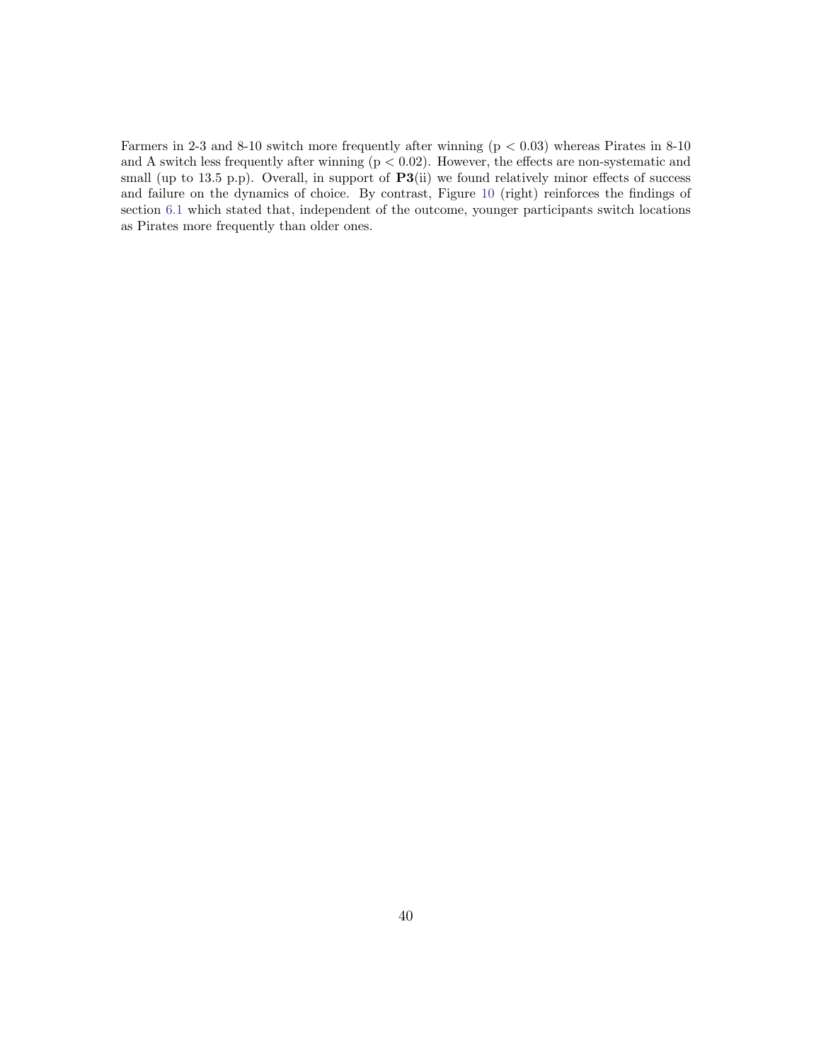Farmers in 2-3 and 8-10 switch more frequently after winning ($p < 0.03$) whereas Pirates in 8-10 and A switch less frequently after winning ($p < 0.02$). However, the effects are non-systematic and small (up to 13.5 p.p). Overall, in support of **P3**(ii) we found relatively minor effects of success and failure on the dynamics of choice. By contrast, Figure 10 (right) reinforces the findings of section 6.1 which stated that, independent of the outcome, younger participants switch locations as Pirates more frequently than older ones.